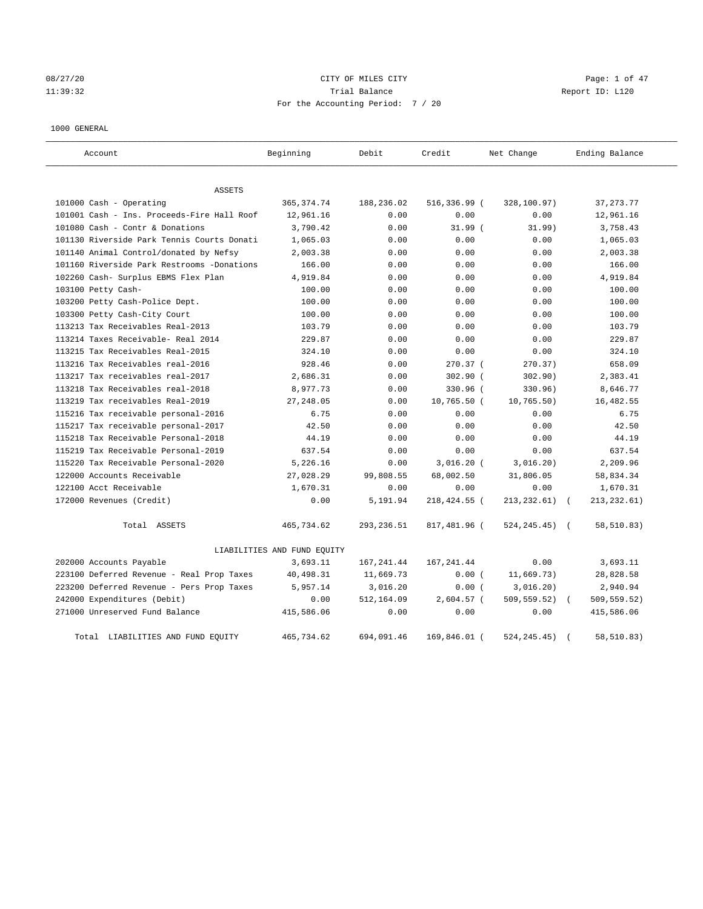08/27/20 CITY OF MILES CITY
11:39:32 Trial Balance Report ID: L120
For the Accounting Period: 7 / 20

1000 GENERAL

| Account | Beginning | Debit | Credit | Net Change | Ending Balance |
|---|---|---|---|---|---|
| ASSETS | | | | | |
| 101000 Cash - Operating | 365,374.74 | 188,236.02 | 516,336.99 | ( 328,100.97) | 37,273.77 |
| 101001 Cash - Ins. Proceeds-Fire Hall Roof | 12,961.16 | 0.00 | 0.00 | 0.00 | 12,961.16 |
| 101080 Cash - Contr & Donations | 3,790.42 | 0.00 | 31.99 | ( 31.99) | 3,758.43 |
| 101130 Riverside Park Tennis Courts Donati | 1,065.03 | 0.00 | 0.00 | 0.00 | 1,065.03 |
| 101140 Animal Control/donated by Nefsy | 2,003.38 | 0.00 | 0.00 | 0.00 | 2,003.38 |
| 101160 Riverside Park Restrooms -Donations | 166.00 | 0.00 | 0.00 | 0.00 | 166.00 |
| 102260 Cash- Surplus EBMS Flex Plan | 4,919.84 | 0.00 | 0.00 | 0.00 | 4,919.84 |
| 103100 Petty Cash- | 100.00 | 0.00 | 0.00 | 0.00 | 100.00 |
| 103200 Petty Cash-Police Dept. | 100.00 | 0.00 | 0.00 | 0.00 | 100.00 |
| 103300 Petty Cash-City Court | 100.00 | 0.00 | 0.00 | 0.00 | 100.00 |
| 113213 Tax Receivables Real-2013 | 103.79 | 0.00 | 0.00 | 0.00 | 103.79 |
| 113214 Taxes Receivable- Real 2014 | 229.87 | 0.00 | 0.00 | 0.00 | 229.87 |
| 113215 Tax Receivables Real-2015 | 324.10 | 0.00 | 0.00 | 0.00 | 324.10 |
| 113216 Tax Receivables real-2016 | 928.46 | 0.00 | 270.37 | ( 270.37) | 658.09 |
| 113217 Tax receivables real-2017 | 2,686.31 | 0.00 | 302.90 | ( 302.90) | 2,383.41 |
| 113218 Tax Receivables real-2018 | 8,977.73 | 0.00 | 330.96 | ( 330.96) | 8,646.77 |
| 113219 Tax receivables Real-2019 | 27,248.05 | 0.00 | 10,765.50 | ( 10,765.50) | 16,482.55 |
| 115216 Tax receivable personal-2016 | 6.75 | 0.00 | 0.00 | 0.00 | 6.75 |
| 115217 Tax receivable personal-2017 | 42.50 | 0.00 | 0.00 | 0.00 | 42.50 |
| 115218 Tax Receivable Personal-2018 | 44.19 | 0.00 | 0.00 | 0.00 | 44.19 |
| 115219 Tax Receivable Personal-2019 | 637.54 | 0.00 | 0.00 | 0.00 | 637.54 |
| 115220 Tax Receivable Personal-2020 | 5,226.16 | 0.00 | 3,016.20 | ( 3,016.20) | 2,209.96 |
| 122000 Accounts Receivable | 27,028.29 | 99,808.55 | 68,002.50 | 31,806.05 | 58,834.34 |
| 122100 Acct Receivable | 1,670.31 | 0.00 | 0.00 | 0.00 | 1,670.31 |
| 172000 Revenues (Credit) | 0.00 | 5,191.94 | 218,424.55 | ( 213,232.61) | ( 213,232.61) |
| Total ASSETS | 465,734.62 | 293,236.51 | 817,481.96 | ( 524,245.45) | ( 58,510.83) |
| LIABILITIES AND FUND EQUITY | | | | | |
| 202000 Accounts Payable | 3,693.11 | 167,241.44 | 167,241.44 | 0.00 | 3,693.11 |
| 223100 Deferred Revenue - Real Prop Taxes | 40,498.31 | 11,669.73 | 0.00 | ( 11,669.73) | 28,828.58 |
| 223200 Deferred Revenue - Pers Prop Taxes | 5,957.14 | 3,016.20 | 0.00 | ( 3,016.20) | 2,940.94 |
| 242000 Expenditures (Debit) | 0.00 | 512,164.09 | 2,604.57 | ( 509,559.52) | ( 509,559.52) |
| 271000 Unreserved Fund Balance | 415,586.06 | 0.00 | 0.00 | 0.00 | 415,586.06 |
| Total LIABILITIES AND FUND EQUITY | 465,734.62 | 694,091.46 | 169,846.01 | ( 524,245.45) | ( 58,510.83) |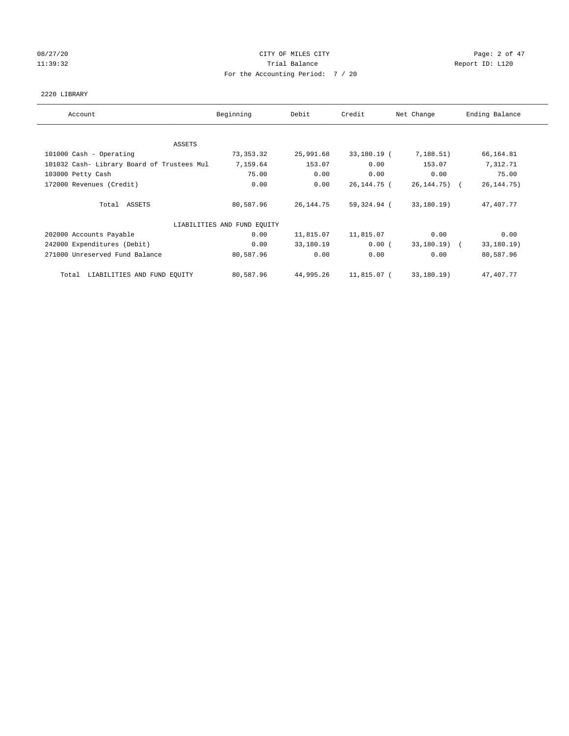CITY OF MILES CITY

Trial Balance

For the Accounting Period: 7 / 20

08/27/20
11:39:32

Report ID: L120

2220 LIBRARY

| Account | Beginning | Debit | Credit | Net Change | Ending Balance |
|---|---|---|---|---|---|
| ASSETS | | | | | |
| 101000 Cash - Operating | 73,353.32 | 25,991.68 | 33,180.19 | ( 7,188.51) | 66,164.81 |
| 101032 Cash- Library Board of Trustees Mul | 7,159.64 | 153.07 | 0.00 | 153.07 | 7,312.71 |
| 103000 Petty Cash | 75.00 | 0.00 | 0.00 | 0.00 | 75.00 |
| 172000 Revenues (Credit) | 0.00 | 0.00 | 26,144.75 | ( 26,144.75) | ( 26,144.75) |
| Total ASSETS | 80,587.96 | 26,144.75 | 59,324.94 | ( 33,180.19) | 47,407.77 |
| LIABILITIES AND FUND EQUITY | | | | | |
| 202000 Accounts Payable | 0.00 | 11,815.07 | 11,815.07 | 0.00 | 0.00 |
| 242000 Expenditures (Debit) | 0.00 | 33,180.19 | 0.00 | ( 33,180.19) | ( 33,180.19) |
| 271000 Unreserved Fund Balance | 80,587.96 | 0.00 | 0.00 | 0.00 | 80,587.96 |
| Total LIABILITIES AND FUND EQUITY | 80,587.96 | 44,995.26 | 11,815.07 | ( 33,180.19) | 47,407.77 |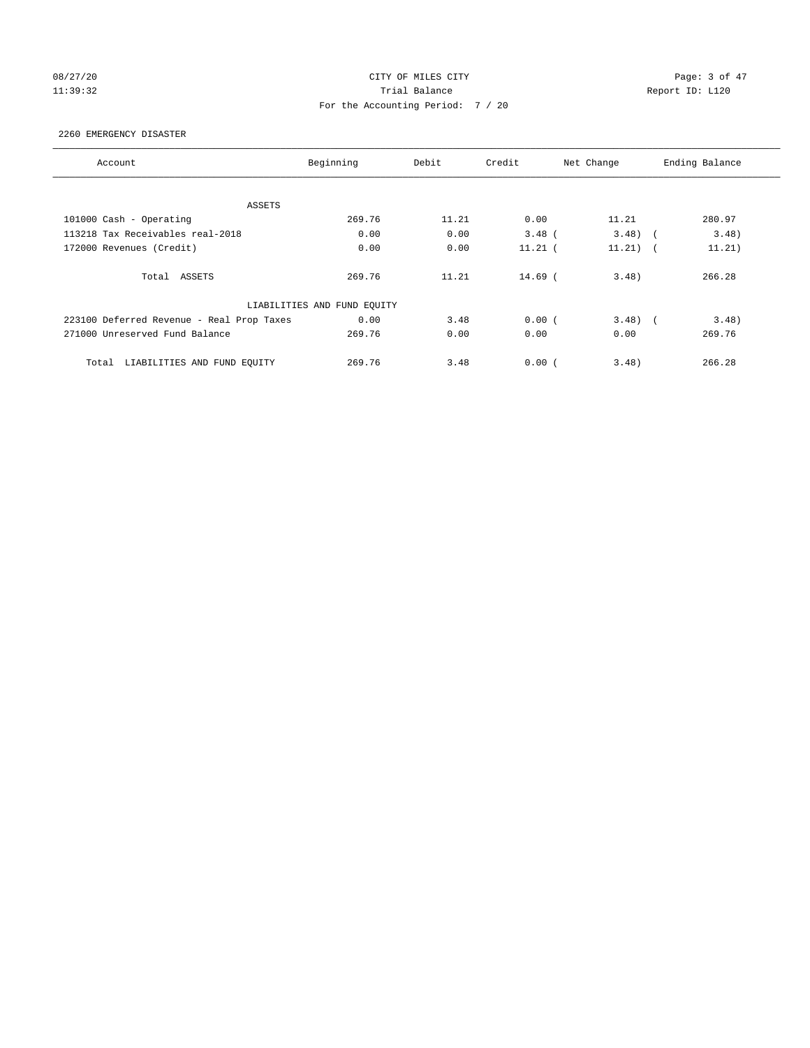CITY OF MILES CITY
Trial Balance
For the Accounting Period: 7 / 20

08/27/20
11:39:32

Report ID: L120

2260 EMERGENCY DISASTER

| Account | Beginning | Debit | Credit | Net Change | Ending Balance |
|---|---|---|---|---|---|
| ASSETS | | | | | |
| 101000 Cash - Operating | 269.76 | 11.21 | 0.00 | 11.21 | 280.97 |
| 113218 Tax Receivables real-2018 | 0.00 | 0.00 | 3.48 | (3.48) | (3.48) |
| 172000 Revenues (Credit) | 0.00 | 0.00 | 11.21 | (11.21) | (11.21) |
| Total ASSETS | 269.76 | 11.21 | 14.69 | (3.48) | 266.28 |
| LIABILITIES AND FUND EQUITY | | | | | |
| 223100 Deferred Revenue - Real Prop Taxes | 0.00 | 3.48 | 0.00 | (3.48) | (3.48) |
| 271000 Unreserved Fund Balance | 269.76 | 0.00 | 0.00 | 0.00 | 269.76 |
| Total LIABILITIES AND FUND EQUITY | 269.76 | 3.48 | 0.00 | (3.48) | 266.28 |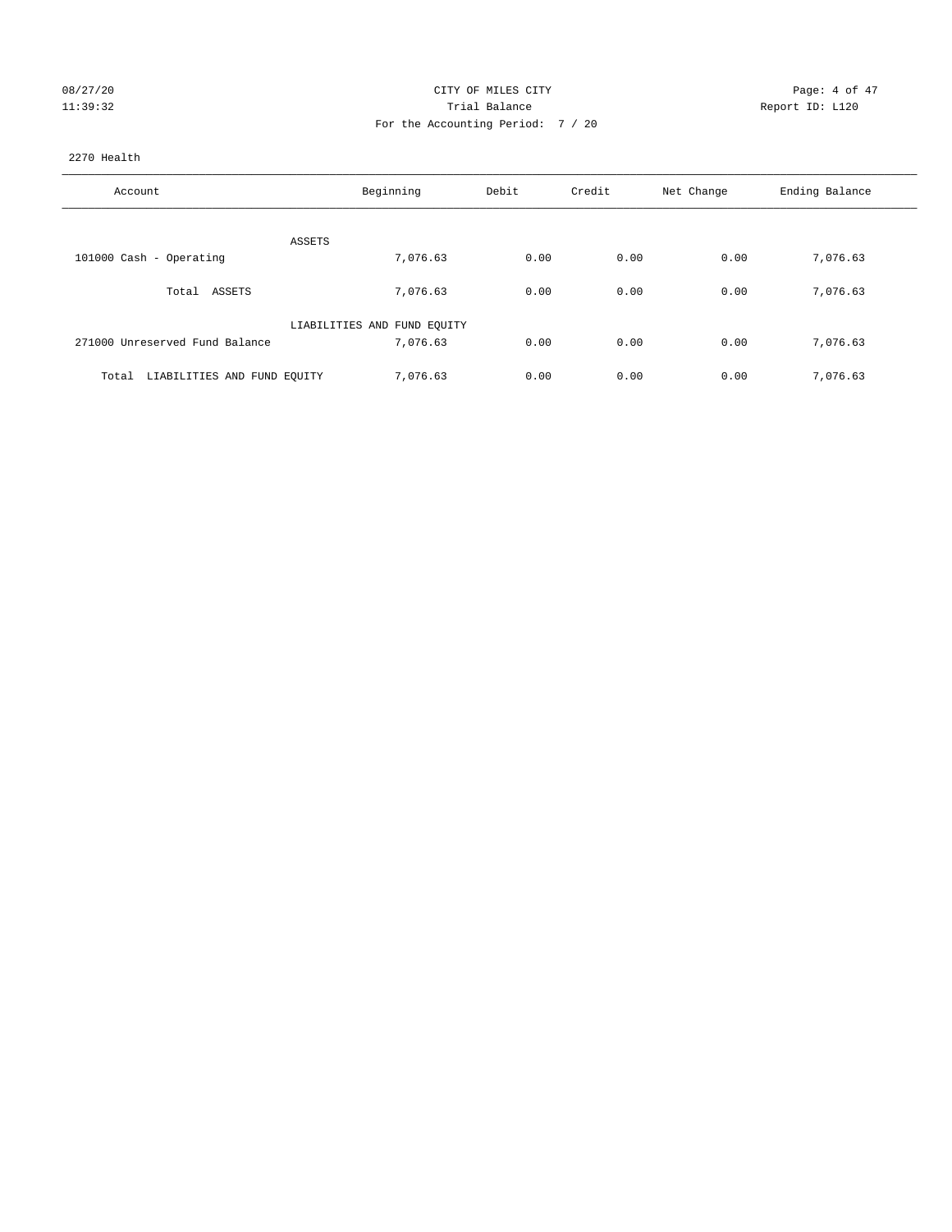CITY OF MILES CITY

Trial Balance

For the Accounting Period: 7 / 20

08/27/20
11:39:32

Report ID: L120

2270 Health

| Account | Beginning | Debit | Credit | Net Change | Ending Balance |
|---|---|---|---|---|---|
| ASSETS | | | | | |
| 101000 Cash - Operating | 7,076.63 | 0.00 | 0.00 | 0.00 | 7,076.63 |
| Total ASSETS | 7,076.63 | 0.00 | 0.00 | 0.00 | 7,076.63 |
| LIABILITIES AND FUND EQUITY | | | | | |
| 271000 Unreserved Fund Balance | 7,076.63 | 0.00 | 0.00 | 0.00 | 7,076.63 |
| Total LIABILITIES AND FUND EQUITY | 7,076.63 | 0.00 | 0.00 | 0.00 | 7,076.63 |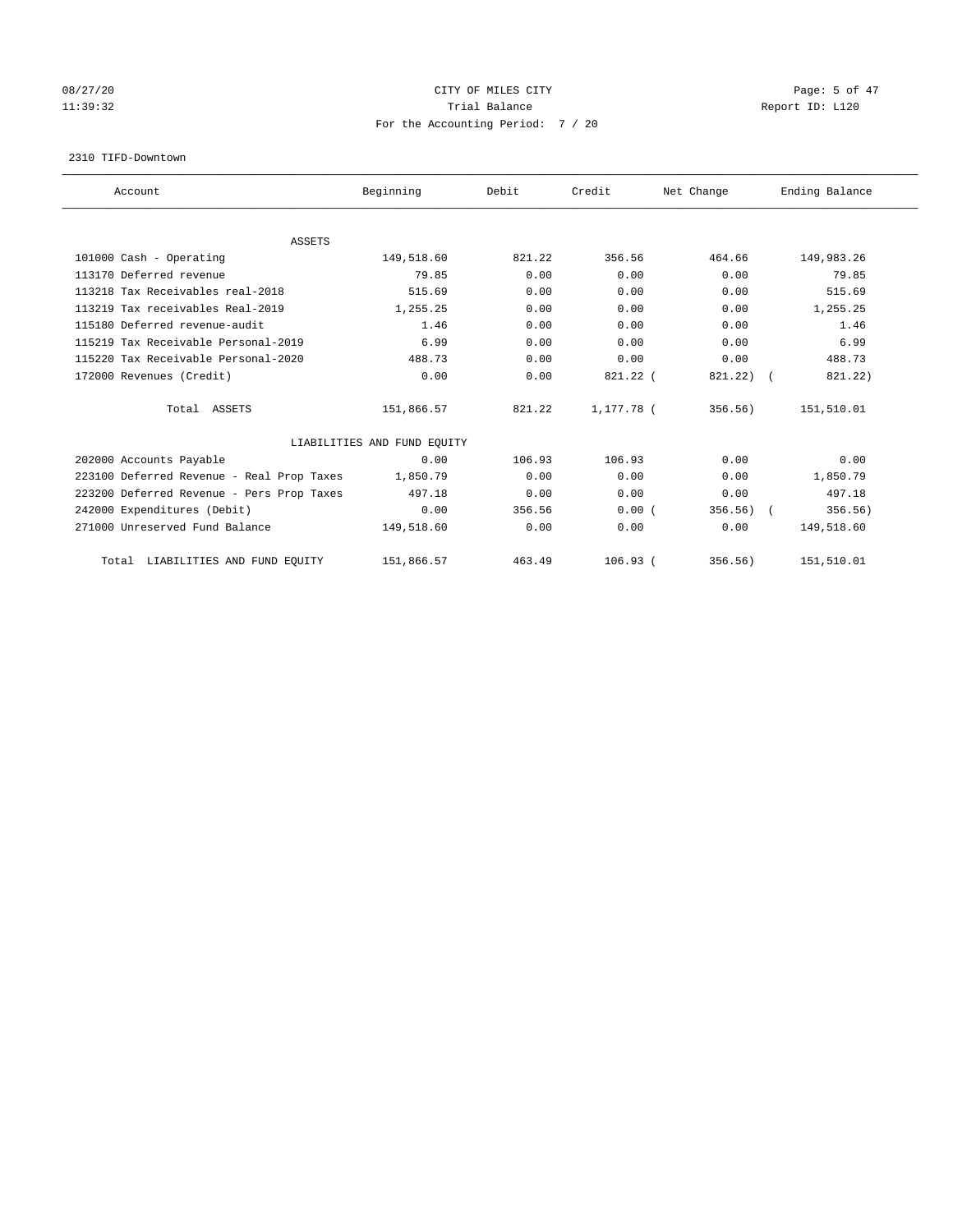# CITY OF MILES CITY

Trial Balance

For the Accounting Period: 7 / 20

08/27/20 11:39:32 — Report ID: L120

2310 TIFD-Downtown

| Account | Beginning | Debit | Credit | Net Change | Ending Balance |
|---|---|---|---|---|---|
| **ASSETS** | | | | | |
| 101000 Cash - Operating | 149,518.60 | 821.22 | 356.56 | 464.66 | 149,983.26 |
| 113170 Deferred revenue | 79.85 | 0.00 | 0.00 | 0.00 | 79.85 |
| 113218 Tax Receivables real-2018 | 515.69 | 0.00 | 0.00 | 0.00 | 515.69 |
| 113219 Tax receivables Real-2019 | 1,255.25 | 0.00 | 0.00 | 0.00 | 1,255.25 |
| 115180 Deferred revenue-audit | 1.46 | 0.00 | 0.00 | 0.00 | 1.46 |
| 115219 Tax Receivable Personal-2019 | 6.99 | 0.00 | 0.00 | 0.00 | 6.99 |
| 115220 Tax Receivable Personal-2020 | 488.73 | 0.00 | 0.00 | 0.00 | 488.73 |
| 172000 Revenues (Credit) | 0.00 | 0.00 | 821.22 | (821.22) | (821.22) |
| Total ASSETS | 151,866.57 | 821.22 | 1,177.78 | (356.56) | 151,510.01 |
| **LIABILITIES AND FUND EQUITY** | | | | | |
| 202000 Accounts Payable | 0.00 | 106.93 | 106.93 | 0.00 | 0.00 |
| 223100 Deferred Revenue - Real Prop Taxes | 1,850.79 | 0.00 | 0.00 | 0.00 | 1,850.79 |
| 223200 Deferred Revenue - Pers Prop Taxes | 497.18 | 0.00 | 0.00 | 0.00 | 497.18 |
| 242000 Expenditures (Debit) | 0.00 | 356.56 | 0.00 | (356.56) | (356.56) |
| 271000 Unreserved Fund Balance | 149,518.60 | 0.00 | 0.00 | 0.00 | 149,518.60 |
| Total LIABILITIES AND FUND EQUITY | 151,866.57 | 463.49 | 106.93 | (356.56) | 151,510.01 |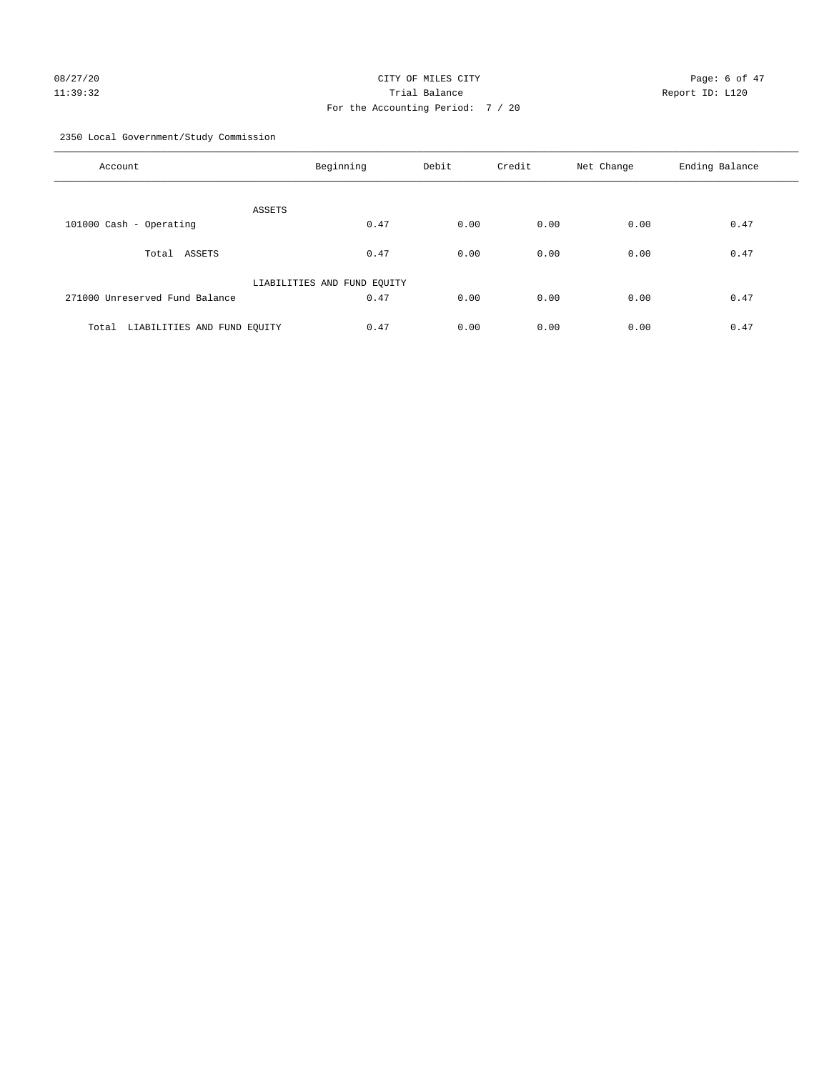CITY OF MILES CITY
Trial Balance
For the Accounting Period: 7 / 20

08/27/20
11:39:32

Report ID: L120

2350 Local Government/Study Commission

| Account | Beginning | Debit | Credit | Net Change | Ending Balance |
|---|---|---|---|---|---|
| ASSETS | | | | | |
| 101000 Cash - Operating | 0.47 | 0.00 | 0.00 | 0.00 | 0.47 |
| Total ASSETS | 0.47 | 0.00 | 0.00 | 0.00 | 0.47 |
| LIABILITIES AND FUND EQUITY | | | | | |
| 271000 Unreserved Fund Balance | 0.47 | 0.00 | 0.00 | 0.00 | 0.47 |
| Total LIABILITIES AND FUND EQUITY | 0.47 | 0.00 | 0.00 | 0.00 | 0.47 |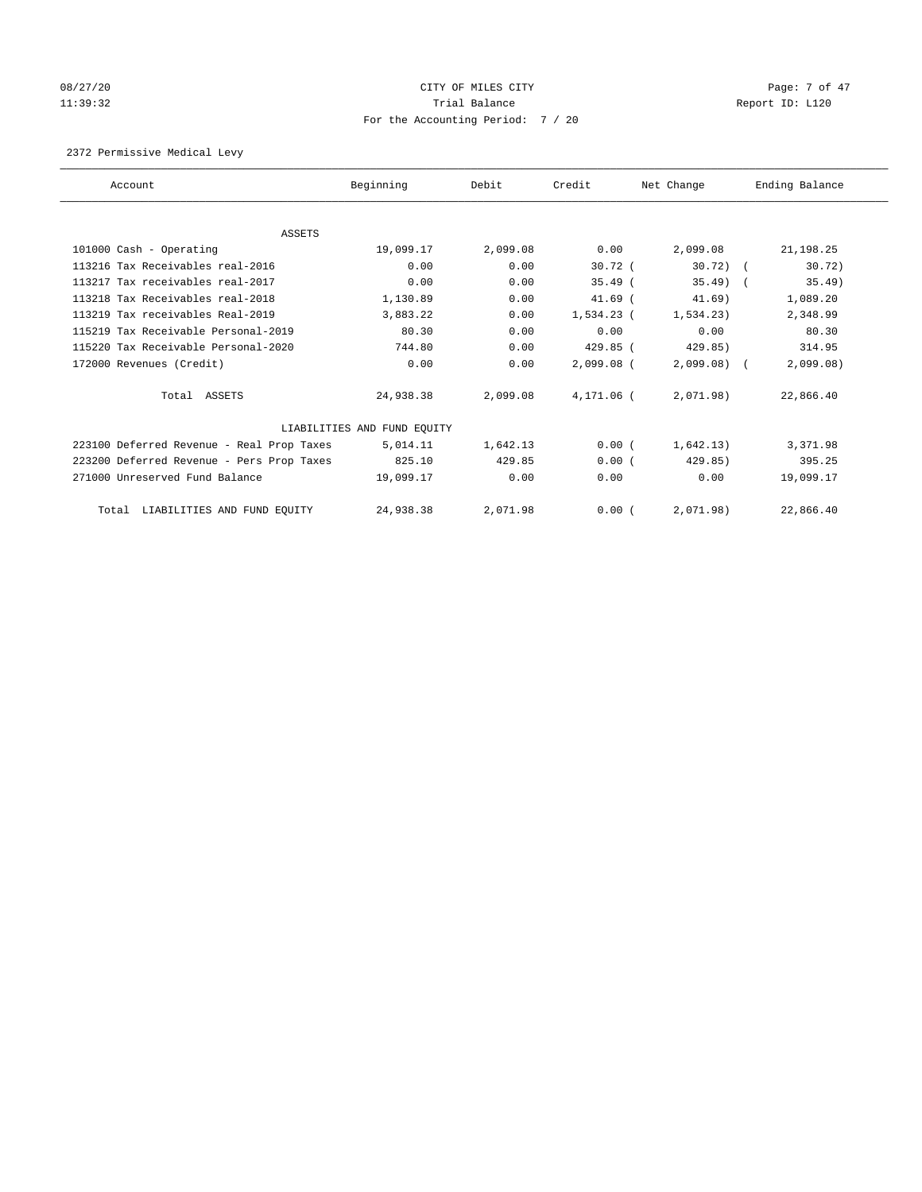CITY OF MILES CITY

Trial Balance

For the Accounting Period: 7 / 20

2372 Permissive Medical Levy

| Account | Beginning | Debit | Credit | Net Change | Ending Balance |
|---|---|---|---|---|---|
| ASSETS | | | | | |
| 101000 Cash - Operating | 19,099.17 | 2,099.08 | 0.00 | 2,099.08 | 21,198.25 |
| 113216 Tax Receivables real-2016 | 0.00 | 0.00 | 30.72 | ( 30.72) | ( 30.72) |
| 113217 Tax receivables real-2017 | 0.00 | 0.00 | 35.49 | ( 35.49) | ( 35.49) |
| 113218 Tax Receivables real-2018 | 1,130.89 | 0.00 | 41.69 | ( 41.69) | 1,089.20 |
| 113219 Tax receivables Real-2019 | 3,883.22 | 0.00 | 1,534.23 | ( 1,534.23) | 2,348.99 |
| 115219 Tax Receivable Personal-2019 | 80.30 | 0.00 | 0.00 | 0.00 | 80.30 |
| 115220 Tax Receivable Personal-2020 | 744.80 | 0.00 | 429.85 | ( 429.85) | 314.95 |
| 172000 Revenues (Credit) | 0.00 | 0.00 | 2,099.08 | ( 2,099.08) | ( 2,099.08) |
| Total ASSETS | 24,938.38 | 2,099.08 | 4,171.06 | ( 2,071.98) | 22,866.40 |
| LIABILITIES AND FUND EQUITY | | | | | |
| 223100 Deferred Revenue - Real Prop Taxes | 5,014.11 | 1,642.13 | 0.00 | ( 1,642.13) | 3,371.98 |
| 223200 Deferred Revenue - Pers Prop Taxes | 825.10 | 429.85 | 0.00 | ( 429.85) | 395.25 |
| 271000 Unreserved Fund Balance | 19,099.17 | 0.00 | 0.00 | 0.00 | 19,099.17 |
| Total LIABILITIES AND FUND EQUITY | 24,938.38 | 2,071.98 | 0.00 | ( 2,071.98) | 22,866.40 |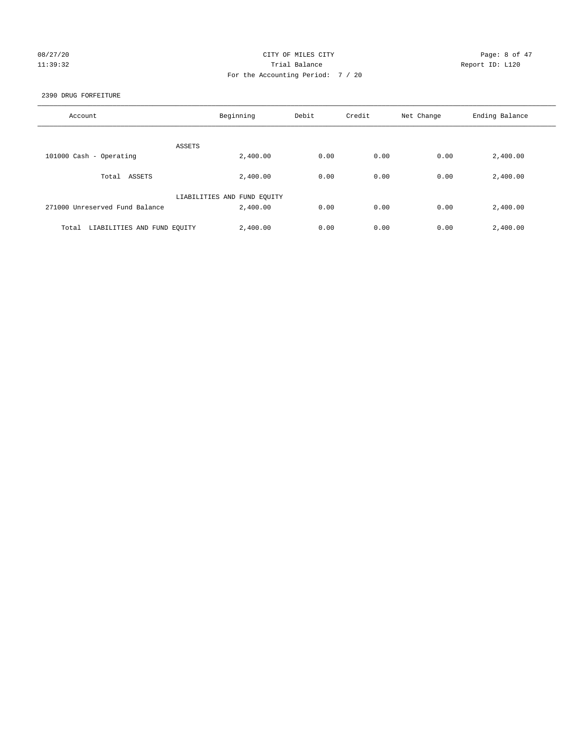CITY OF MILES CITY
Trial Balance
For the Accounting Period: 7 / 20

08/27/20
11:39:32

Report ID: L120

2390 DRUG FORFEITURE

| Account | Beginning | Debit | Credit | Net Change | Ending Balance |
|---|---|---|---|---|---|
| ASSETS | | | | | |
| 101000 Cash - Operating | 2,400.00 | 0.00 | 0.00 | 0.00 | 2,400.00 |
| Total ASSETS | 2,400.00 | 0.00 | 0.00 | 0.00 | 2,400.00 |
| LIABILITIES AND FUND EQUITY | | | | | |
| 271000 Unreserved Fund Balance | 2,400.00 | 0.00 | 0.00 | 0.00 | 2,400.00 |
| Total LIABILITIES AND FUND EQUITY | 2,400.00 | 0.00 | 0.00 | 0.00 | 2,400.00 |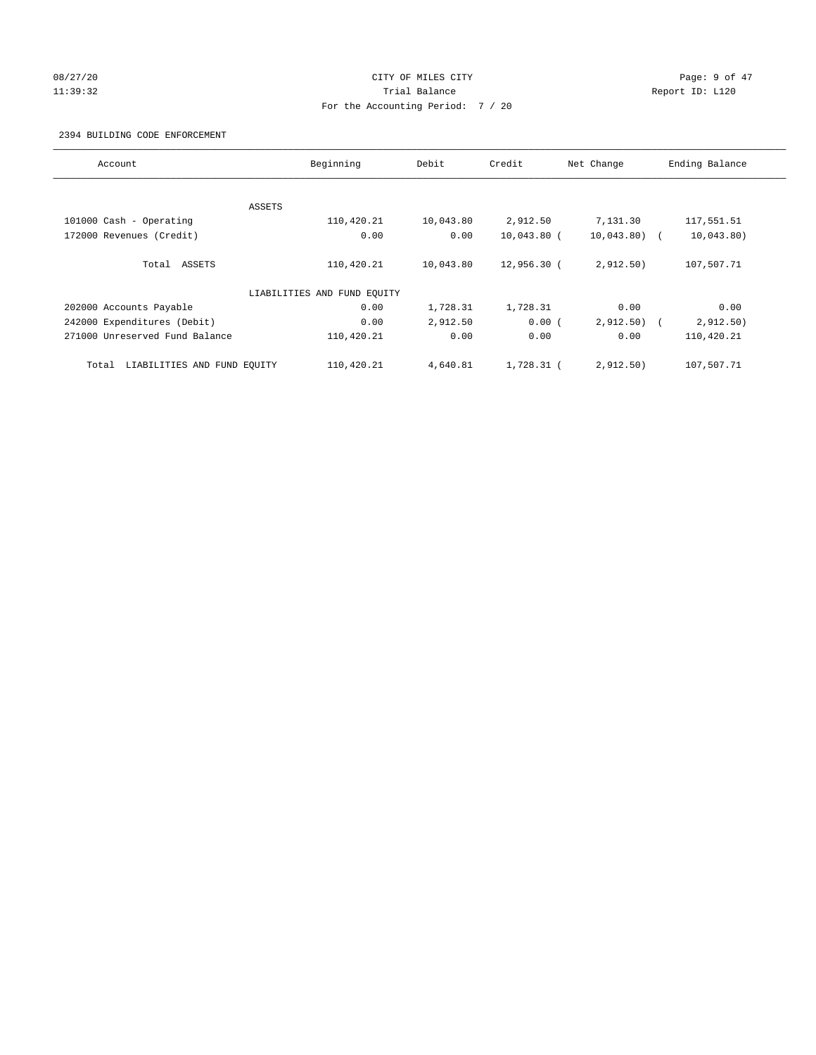CITY OF MILES CITY

Trial Balance

For the Accounting Period: 7 / 20

2394 BUILDING CODE ENFORCEMENT

| Account | Beginning | Debit | Credit | Net Change | Ending Balance |
|---|---|---|---|---|---|
| ASSETS | | | | | |
| 101000 Cash - Operating | 110,420.21 | 10,043.80 | 2,912.50 | 7,131.30 | 117,551.51 |
| 172000 Revenues (Credit) | 0.00 | 0.00 | 10,043.80 | (10,043.80) | (10,043.80) |
| Total ASSETS | 110,420.21 | 10,043.80 | 12,956.30 | (2,912.50) | 107,507.71 |
| LIABILITIES AND FUND EQUITY | | | | | |
| 202000 Accounts Payable | 0.00 | 1,728.31 | 1,728.31 | 0.00 | 0.00 |
| 242000 Expenditures (Debit) | 0.00 | 2,912.50 | 0.00 | (2,912.50) | (2,912.50) |
| 271000 Unreserved Fund Balance | 110,420.21 | 0.00 | 0.00 | 0.00 | 110,420.21 |
| Total LIABILITIES AND FUND EQUITY | 110,420.21 | 4,640.81 | 1,728.31 | (2,912.50) | 107,507.71 |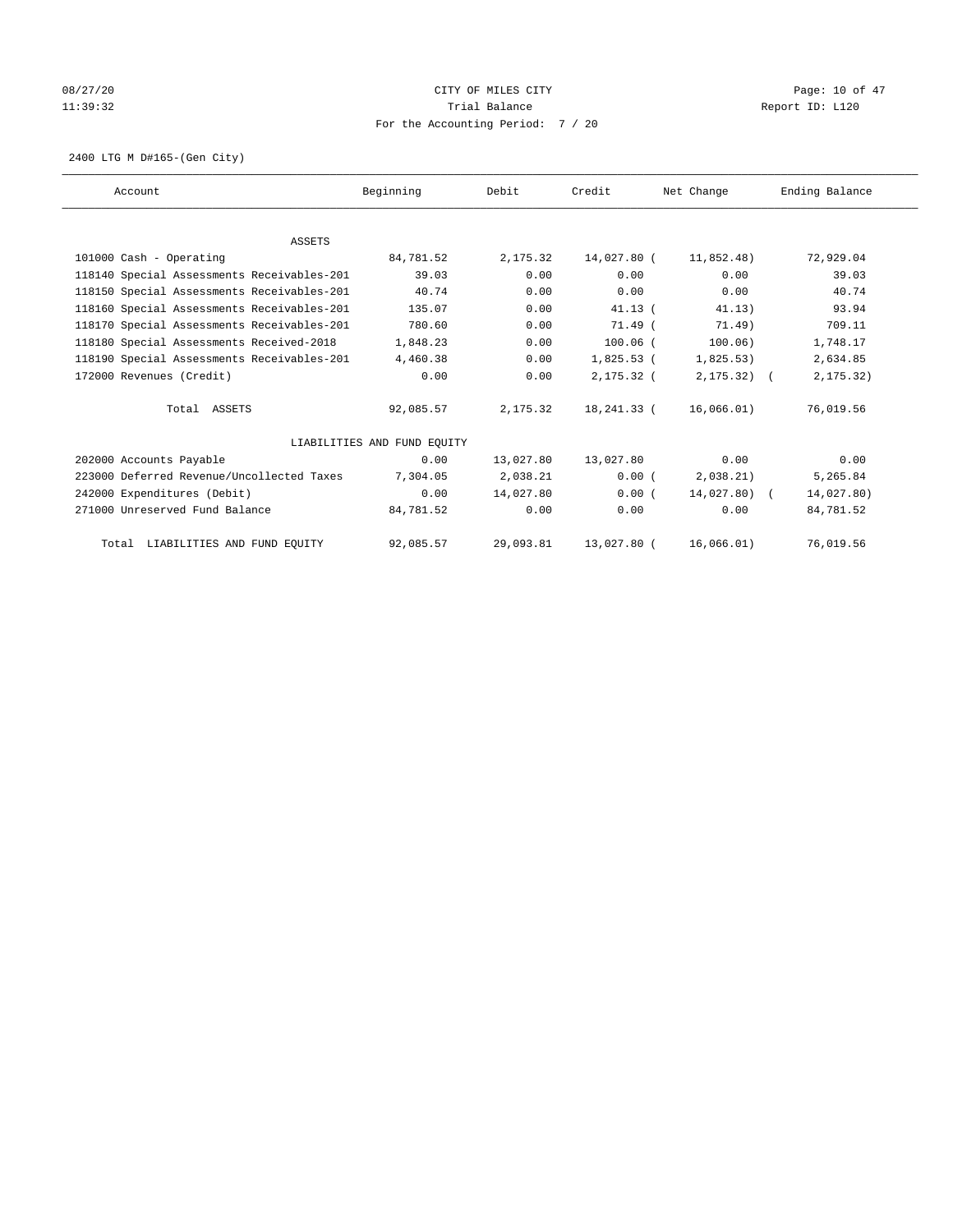CITY OF MILES CITY
Trial Balance
For the Accounting Period: 7 / 20

08/27/20
11:39:32

Report ID: L120

2400 LTG M D#165-(Gen City)

| Account | Beginning | Debit | Credit | Net Change | Ending Balance |
|---|---|---|---|---|---|
| ASSETS | | | | | |
| 101000 Cash - Operating | 84,781.52 | 2,175.32 | 14,027.80 | ( 11,852.48) | 72,929.04 |
| 118140 Special Assessments Receivables-201 | 39.03 | 0.00 | 0.00 | 0.00 | 39.03 |
| 118150 Special Assessments Receivables-201 | 40.74 | 0.00 | 0.00 | 0.00 | 40.74 |
| 118160 Special Assessments Receivables-201 | 135.07 | 0.00 | 41.13 | ( 41.13) | 93.94 |
| 118170 Special Assessments Receivables-201 | 780.60 | 0.00 | 71.49 | ( 71.49) | 709.11 |
| 118180 Special Assessments Received-2018 | 1,848.23 | 0.00 | 100.06 | ( 100.06) | 1,748.17 |
| 118190 Special Assessments Receivables-201 | 4,460.38 | 0.00 | 1,825.53 | ( 1,825.53) | 2,634.85 |
| 172000 Revenues (Credit) | 0.00 | 0.00 | 2,175.32 | ( 2,175.32) | ( 2,175.32) |
| Total ASSETS | 92,085.57 | 2,175.32 | 18,241.33 | ( 16,066.01) | 76,019.56 |
| LIABILITIES AND FUND EQUITY | | | | | |
| 202000 Accounts Payable | 0.00 | 13,027.80 | 13,027.80 | 0.00 | 0.00 |
| 223000 Deferred Revenue/Uncollected Taxes | 7,304.05 | 2,038.21 | 0.00 | ( 2,038.21) | 5,265.84 |
| 242000 Expenditures (Debit) | 0.00 | 14,027.80 | 0.00 | ( 14,027.80) | ( 14,027.80) |
| 271000 Unreserved Fund Balance | 84,781.52 | 0.00 | 0.00 | 0.00 | 84,781.52 |
| Total LIABILITIES AND FUND EQUITY | 92,085.57 | 29,093.81 | 13,027.80 | ( 16,066.01) | 76,019.56 |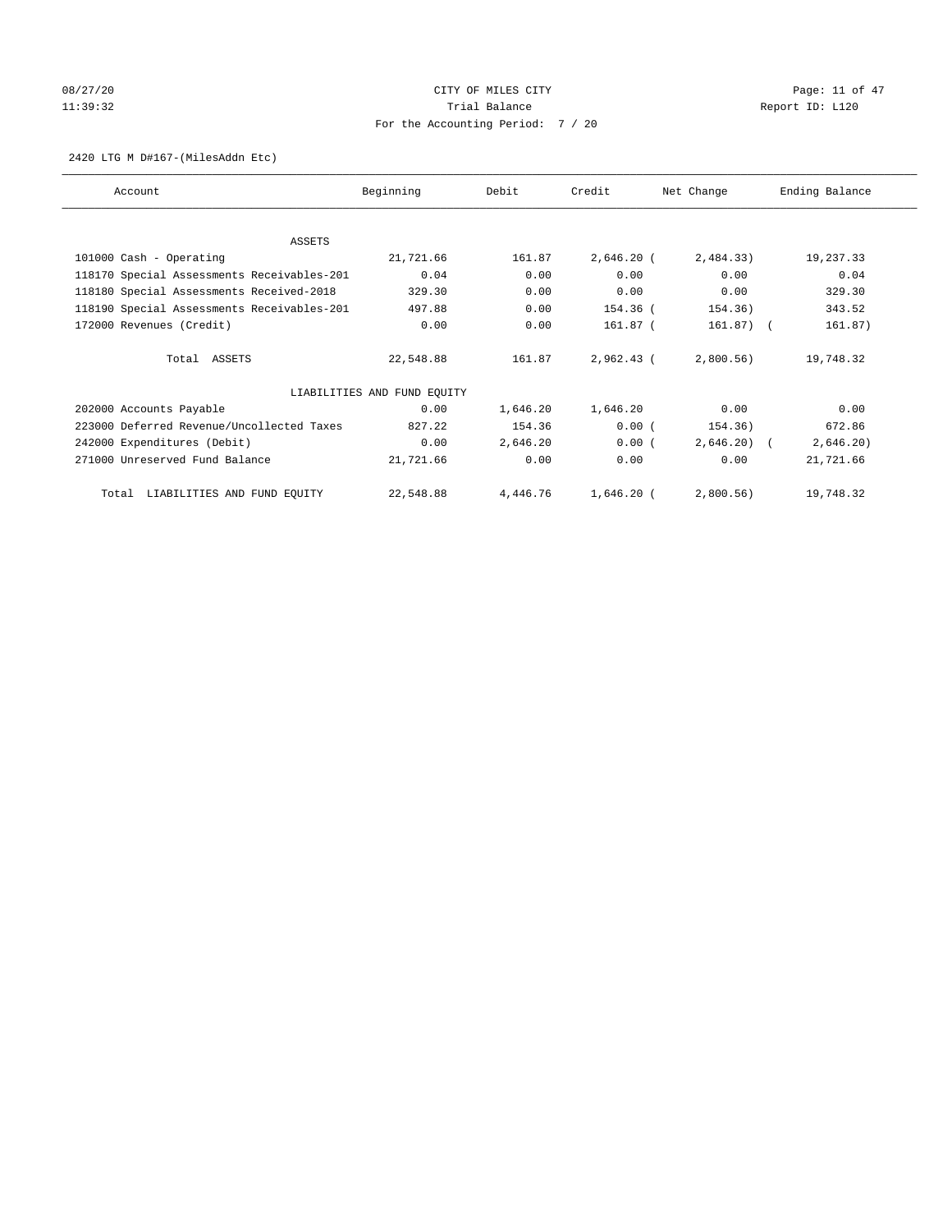08/27/20 CITY OF MILES CITY
11:39:32 Trial Balance Report ID: L120
For the Accounting Period: 7 / 20

2420 LTG M D#167-(MilesAddn Etc)

| Account | Beginning | Debit | Credit | Net Change | Ending Balance |
|---|---|---|---|---|---|
| ASSETS | | | | | |
| 101000 Cash - Operating | 21,721.66 | 161.87 | 2,646.20 | (2,484.33) | 19,237.33 |
| 118170 Special Assessments Receivables-201 | 0.04 | 0.00 | 0.00 | 0.00 | 0.04 |
| 118180 Special Assessments Received-2018 | 329.30 | 0.00 | 0.00 | 0.00 | 329.30 |
| 118190 Special Assessments Receivables-201 | 497.88 | 0.00 | 154.36 | (154.36) | 343.52 |
| 172000 Revenues (Credit) | 0.00 | 0.00 | 161.87 | (161.87) | (161.87) |
| Total ASSETS | 22,548.88 | 161.87 | 2,962.43 | (2,800.56) | 19,748.32 |
| LIABILITIES AND FUND EQUITY | | | | | |
| 202000 Accounts Payable | 0.00 | 1,646.20 | 1,646.20 | 0.00 | 0.00 |
| 223000 Deferred Revenue/Uncollected Taxes | 827.22 | 154.36 | 0.00 | (154.36) | 672.86 |
| 242000 Expenditures (Debit) | 0.00 | 2,646.20 | 0.00 | (2,646.20) | (2,646.20) |
| 271000 Unreserved Fund Balance | 21,721.66 | 0.00 | 0.00 | 0.00 | 21,721.66 |
| Total LIABILITIES AND FUND EQUITY | 22,548.88 | 4,446.76 | 1,646.20 | (2,800.56) | 19,748.32 |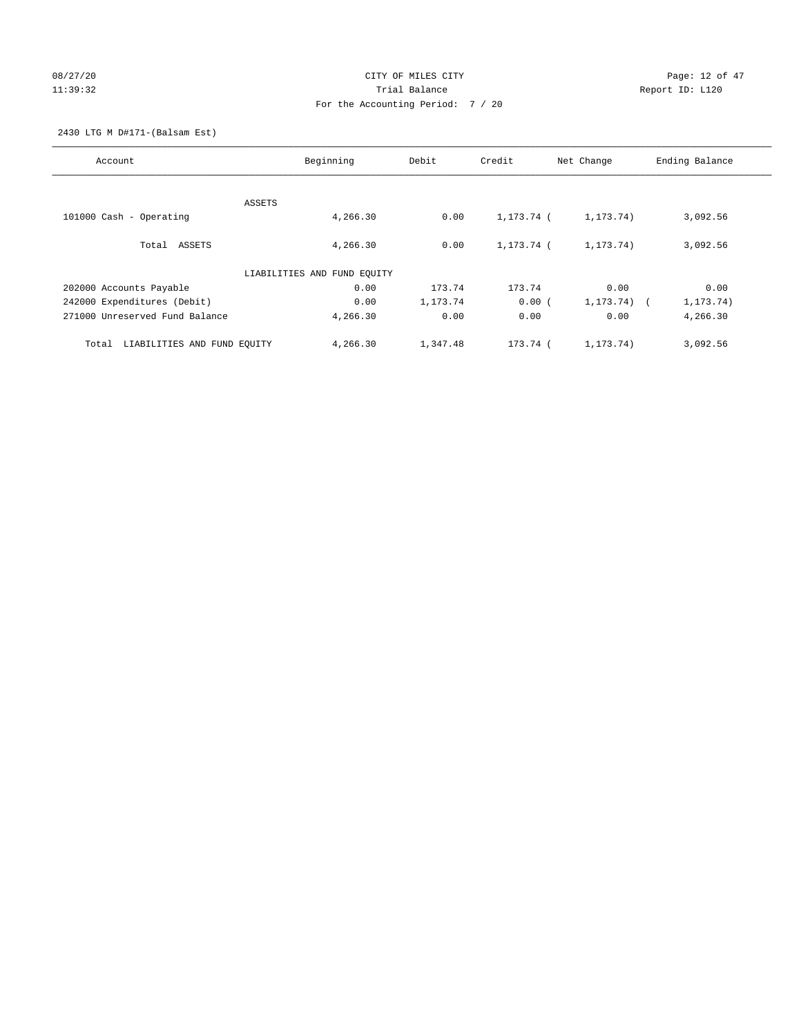CITY OF MILES CITY

Trial Balance

For the Accounting Period: 7 / 20

08/27/20 11:39:32 Report ID: L120

2430 LTG M D#171-(Balsam Est)

| Account | Beginning | Debit | Credit | Net Change | Ending Balance |
|---|---|---|---|---|---|
| ASSETS | | | | | |
| 101000 Cash - Operating | 4,266.30 | 0.00 | 1,173.74 | ( 1,173.74) | 3,092.56 |
| Total ASSETS | 4,266.30 | 0.00 | 1,173.74 | ( 1,173.74) | 3,092.56 |
| LIABILITIES AND FUND EQUITY | | | | | |
| 202000 Accounts Payable | 0.00 | 173.74 | 173.74 | 0.00 | 0.00 |
| 242000 Expenditures (Debit) | 0.00 | 1,173.74 | 0.00 | ( 1,173.74) | ( 1,173.74) |
| 271000 Unreserved Fund Balance | 4,266.30 | 0.00 | 0.00 | 0.00 | 4,266.30 |
| Total LIABILITIES AND FUND EQUITY | 4,266.30 | 1,347.48 | 173.74 | ( 1,173.74) | 3,092.56 |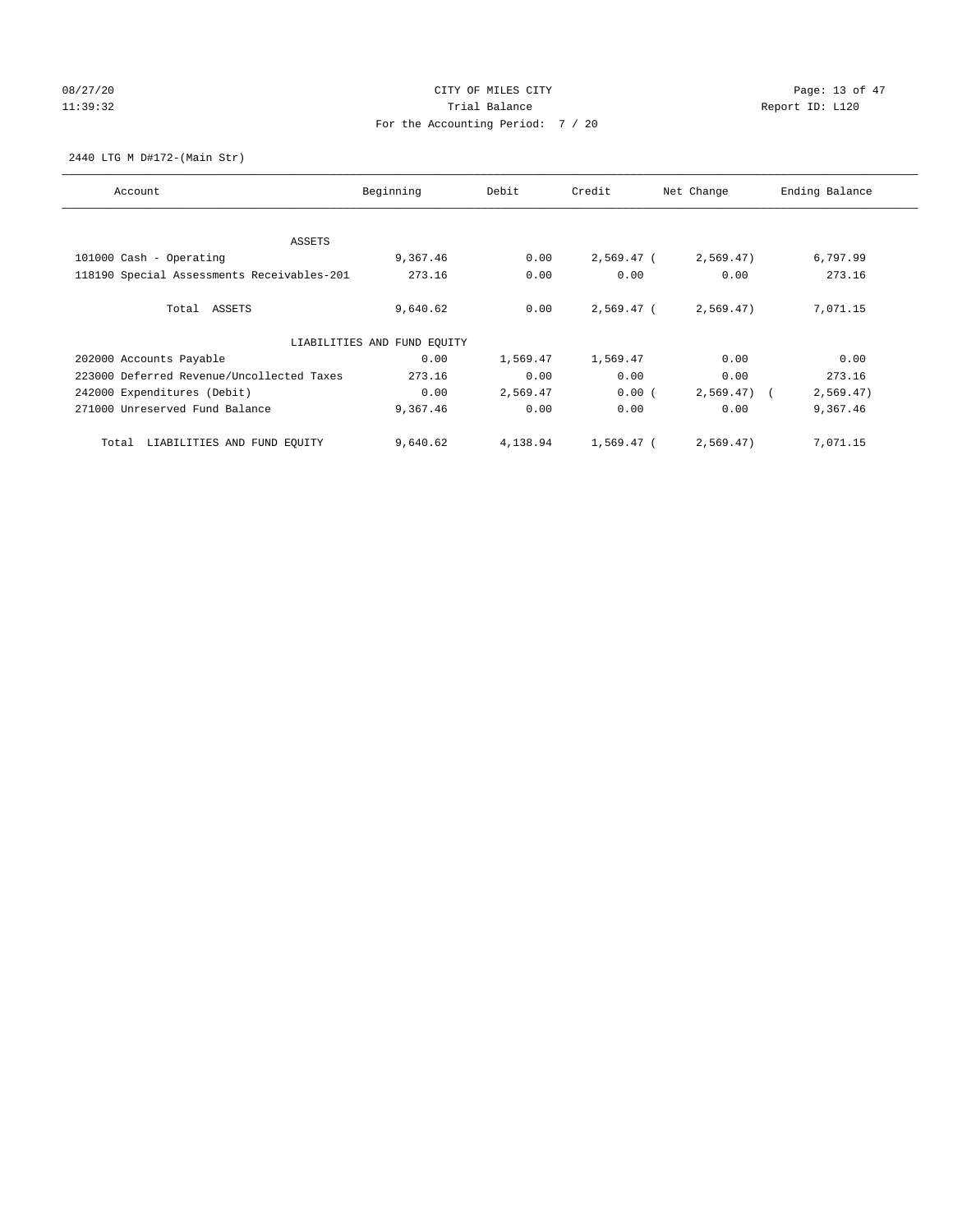CITY OF MILES CITY
Trial Balance
For the Accounting Period: 7 / 20

08/27/20
11:39:32

Report ID: L120

2440 LTG M D#172-(Main Str)

| Account | Beginning | Debit | Credit | Net Change | Ending Balance |
|---|---|---|---|---|---|
| ASSETS | | | | | |
| 101000 Cash - Operating | 9,367.46 | 0.00 | 2,569.47 | (2,569.47) | 6,797.99 |
| 118190 Special Assessments Receivables-201 | 273.16 | 0.00 | 0.00 | 0.00 | 273.16 |
| Total ASSETS | 9,640.62 | 0.00 | 2,569.47 | (2,569.47) | 7,071.15 |
| LIABILITIES AND FUND EQUITY | | | | | |
| 202000 Accounts Payable | 0.00 | 1,569.47 | 1,569.47 | 0.00 | 0.00 |
| 223000 Deferred Revenue/Uncollected Taxes | 273.16 | 0.00 | 0.00 | 0.00 | 273.16 |
| 242000 Expenditures (Debit) | 0.00 | 2,569.47 | 0.00 | (2,569.47) | (2,569.47) |
| 271000 Unreserved Fund Balance | 9,367.46 | 0.00 | 0.00 | 0.00 | 9,367.46 |
| Total LIABILITIES AND FUND EQUITY | 9,640.62 | 4,138.94 | 1,569.47 | (2,569.47) | 7,071.15 |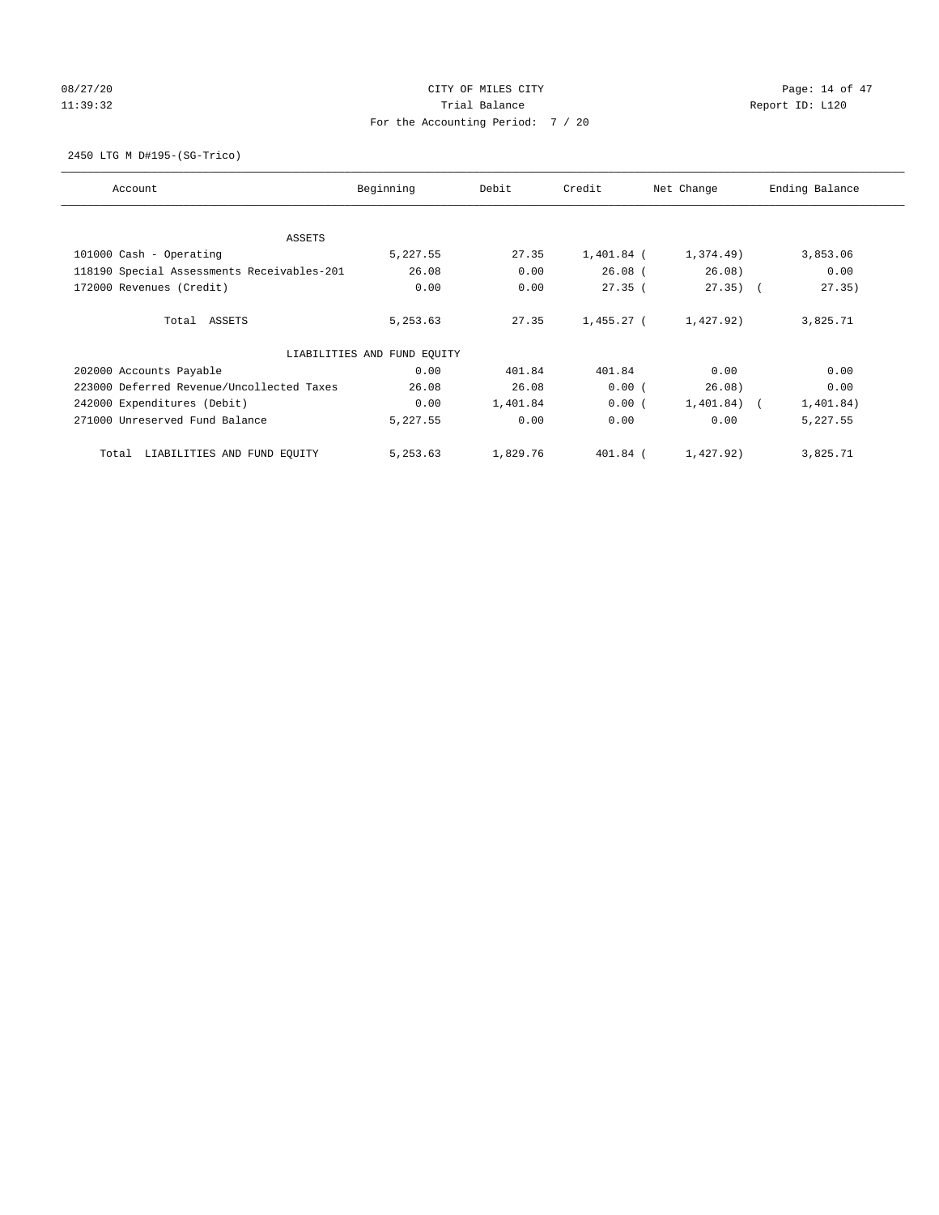CITY OF MILES CITY
Trial Balance
For the Accounting Period: 7 / 20

08/27/20
11:39:32

Report ID: L120

2450 LTG M D#195-(SG-Trico)

| Account | Beginning | Debit | Credit | Net Change | Ending Balance |
|---|---|---|---|---|---|
| ASSETS | | | | | |
| 101000 Cash - Operating | 5,227.55 | 27.35 | 1,401.84 | ( 1,374.49) | 3,853.06 |
| 118190 Special Assessments Receivables-201 | 26.08 | 0.00 | 26.08 | ( 26.08) | 0.00 |
| 172000 Revenues (Credit) | 0.00 | 0.00 | 27.35 | ( 27.35) | ( 27.35) |
| Total ASSETS | 5,253.63 | 27.35 | 1,455.27 | ( 1,427.92) | 3,825.71 |
| LIABILITIES AND FUND EQUITY | | | | | |
| 202000 Accounts Payable | 0.00 | 401.84 | 401.84 | 0.00 | 0.00 |
| 223000 Deferred Revenue/Uncollected Taxes | 26.08 | 26.08 | 0.00 | ( 26.08) | 0.00 |
| 242000 Expenditures (Debit) | 0.00 | 1,401.84 | 0.00 | ( 1,401.84) | ( 1,401.84) |
| 271000 Unreserved Fund Balance | 5,227.55 | 0.00 | 0.00 | 0.00 | 5,227.55 |
| Total LIABILITIES AND FUND EQUITY | 5,253.63 | 1,829.76 | 401.84 | ( 1,427.92) | 3,825.71 |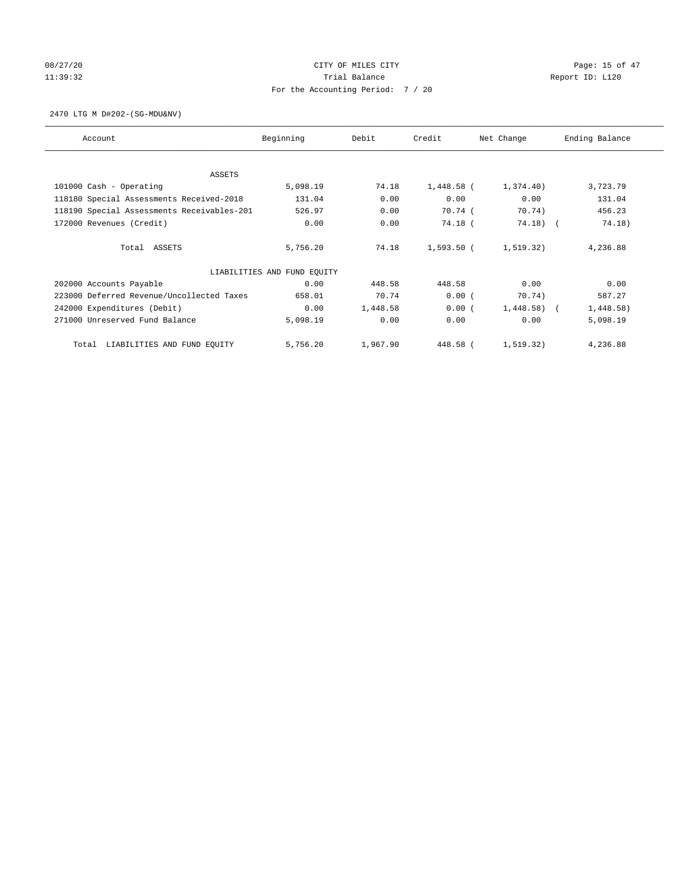08/27/20 CITY OF MILES CITY
11:39:32 Trial Balance Report ID: L120
For the Accounting Period: 7 / 20

2470 LTG M D#202-(SG-MDU&NV)

| Account | Beginning | Debit | Credit | Net Change | Ending Balance |
|---|---|---|---|---|---|
| ASSETS | | | | | |
| 101000 Cash - Operating | 5,098.19 | 74.18 | 1,448.58 | ( 1,374.40) | 3,723.79 |
| 118180 Special Assessments Received-2018 | 131.04 | 0.00 | 0.00 | 0.00 | 131.04 |
| 118190 Special Assessments Receivables-201 | 526.97 | 0.00 | 70.74 | ( 70.74) | 456.23 |
| 172000 Revenues (Credit) | 0.00 | 0.00 | 74.18 | ( 74.18) | ( 74.18) |
| Total ASSETS | 5,756.20 | 74.18 | 1,593.50 | ( 1,519.32) | 4,236.88 |
| LIABILITIES AND FUND EQUITY | | | | | |
| 202000 Accounts Payable | 0.00 | 448.58 | 448.58 | 0.00 | 0.00 |
| 223000 Deferred Revenue/Uncollected Taxes | 658.01 | 70.74 | 0.00 | ( 70.74) | 587.27 |
| 242000 Expenditures (Debit) | 0.00 | 1,448.58 | 0.00 | ( 1,448.58) | ( 1,448.58) |
| 271000 Unreserved Fund Balance | 5,098.19 | 0.00 | 0.00 | 0.00 | 5,098.19 |
| Total LIABILITIES AND FUND EQUITY | 5,756.20 | 1,967.90 | 448.58 | ( 1,519.32) | 4,236.88 |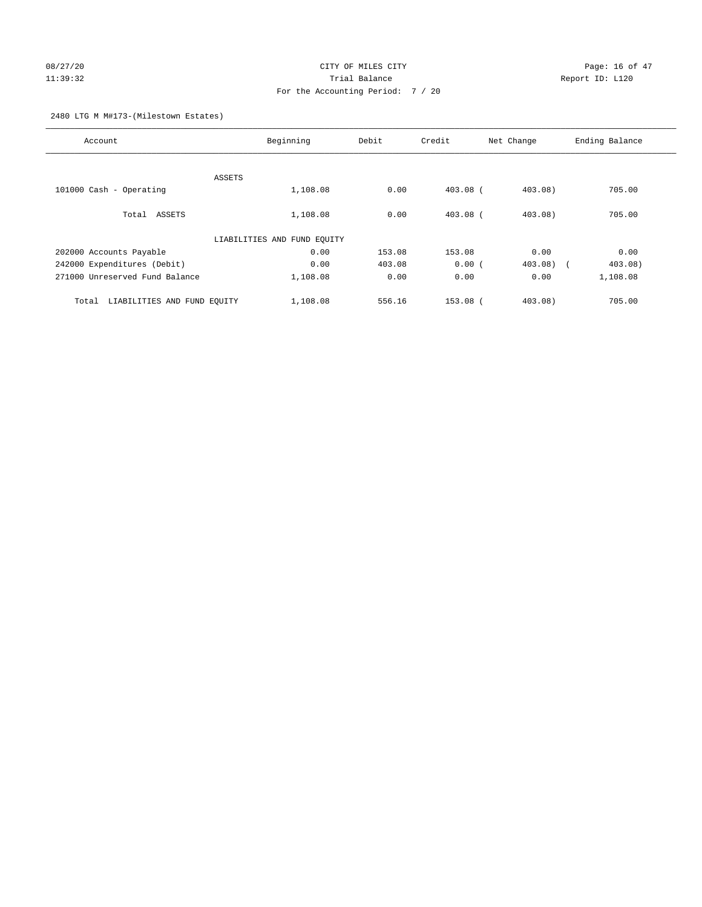CITY OF MILES CITY

Trial Balance

For the Accounting Period: 7 / 20

2480 LTG M M#173-(Milestown Estates)

| Account | Beginning | Debit | Credit | Net Change | Ending Balance |
|---|---|---|---|---|---|
| ASSETS | | | | | |
| 101000 Cash - Operating | 1,108.08 | 0.00 | 403.08 | ( 403.08) | 705.00 |
| Total ASSETS | 1,108.08 | 0.00 | 403.08 | ( 403.08) | 705.00 |
| LIABILITIES AND FUND EQUITY | | | | | |
| 202000 Accounts Payable | 0.00 | 153.08 | 153.08 | 0.00 | 0.00 |
| 242000 Expenditures (Debit) | 0.00 | 403.08 | 0.00 | ( 403.08) | ( 403.08) |
| 271000 Unreserved Fund Balance | 1,108.08 | 0.00 | 0.00 | 0.00 | 1,108.08 |
| Total LIABILITIES AND FUND EQUITY | 1,108.08 | 556.16 | 153.08 | ( 403.08) | 705.00 |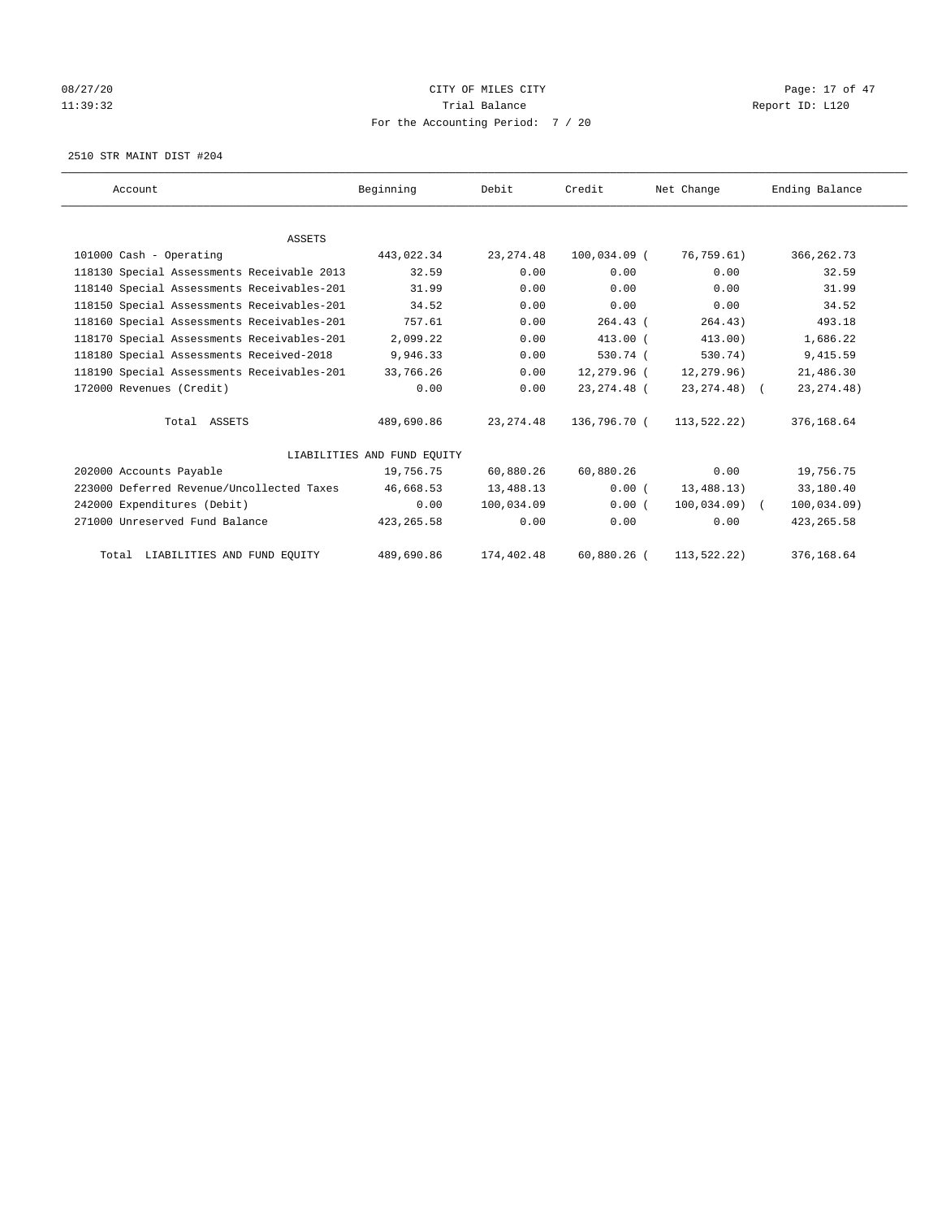CITY OF MILES CITY
Trial Balance
For the Accounting Period: 7 / 20

08/27/20 11:39:32 — Report ID: L120

2510 STR MAINT DIST #204

| Account | Beginning | Debit | Credit | Net Change | Ending Balance |
|---|---|---|---|---|---|
| ASSETS | | | | | |
| 101000 Cash - Operating | 443,022.34 | 23,274.48 | 100,034.09 | (76,759.61) | 366,262.73 |
| 118130 Special Assessments Receivable 2013 | 32.59 | 0.00 | 0.00 | 0.00 | 32.59 |
| 118140 Special Assessments Receivables-201 | 31.99 | 0.00 | 0.00 | 0.00 | 31.99 |
| 118150 Special Assessments Receivables-201 | 34.52 | 0.00 | 0.00 | 0.00 | 34.52 |
| 118160 Special Assessments Receivables-201 | 757.61 | 0.00 | 264.43 | (264.43) | 493.18 |
| 118170 Special Assessments Receivables-201 | 2,099.22 | 0.00 | 413.00 | (413.00) | 1,686.22 |
| 118180 Special Assessments Received-2018 | 9,946.33 | 0.00 | 530.74 | (530.74) | 9,415.59 |
| 118190 Special Assessments Receivables-201 | 33,766.26 | 0.00 | 12,279.96 | (12,279.96) | 21,486.30 |
| 172000 Revenues (Credit) | 0.00 | 0.00 | 23,274.48 | (23,274.48) | (23,274.48) |
| Total ASSETS | 489,690.86 | 23,274.48 | 136,796.70 | (113,522.22) | 376,168.64 |
| LIABILITIES AND FUND EQUITY | | | | | |
| 202000 Accounts Payable | 19,756.75 | 60,880.26 | 60,880.26 | 0.00 | 19,756.75 |
| 223000 Deferred Revenue/Uncollected Taxes | 46,668.53 | 13,488.13 | 0.00 | (13,488.13) | 33,180.40 |
| 242000 Expenditures (Debit) | 0.00 | 100,034.09 | 0.00 | (100,034.09) | (100,034.09) |
| 271000 Unreserved Fund Balance | 423,265.58 | 0.00 | 0.00 | 0.00 | 423,265.58 |
| Total LIABILITIES AND FUND EQUITY | 489,690.86 | 174,402.48 | 60,880.26 | (113,522.22) | 376,168.64 |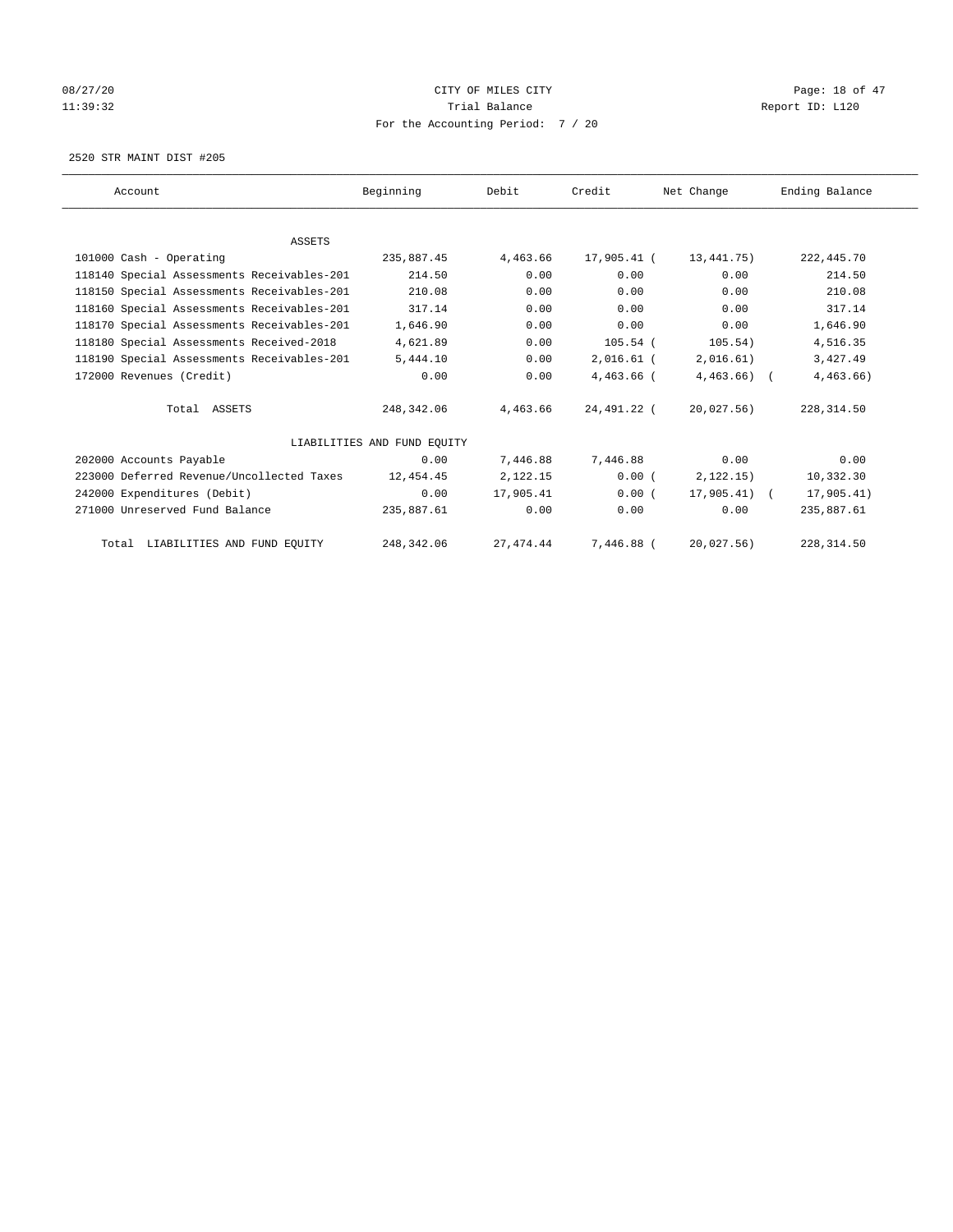# CITY OF MILES CITY

## Trial Balance

For the Accounting Period: 7 / 20

08/27/20 11:39:32 — Report ID: L120

### 2520 STR MAINT DIST #205

| Account | Beginning | Debit | Credit | Net Change | Ending Balance |
|---|---|---|---|---|---|
| ASSETS | | | | | |
| 101000 Cash - Operating | 235,887.45 | 4,463.66 | 17,905.41 | (13,441.75) | 222,445.70 |
| 118140 Special Assessments Receivables-201 | 214.50 | 0.00 | 0.00 | 0.00 | 214.50 |
| 118150 Special Assessments Receivables-201 | 210.08 | 0.00 | 0.00 | 0.00 | 210.08 |
| 118160 Special Assessments Receivables-201 | 317.14 | 0.00 | 0.00 | 0.00 | 317.14 |
| 118170 Special Assessments Receivables-201 | 1,646.90 | 0.00 | 0.00 | 0.00 | 1,646.90 |
| 118180 Special Assessments Received-2018 | 4,621.89 | 0.00 | 105.54 | (105.54) | 4,516.35 |
| 118190 Special Assessments Receivables-201 | 5,444.10 | 0.00 | 2,016.61 | (2,016.61) | 3,427.49 |
| 172000 Revenues (Credit) | 0.00 | 0.00 | 4,463.66 | (4,463.66) | (4,463.66) |
| Total ASSETS | 248,342.06 | 4,463.66 | 24,491.22 | (20,027.56) | 228,314.50 |
| LIABILITIES AND FUND EQUITY | | | | | |
| 202000 Accounts Payable | 0.00 | 7,446.88 | 7,446.88 | 0.00 | 0.00 |
| 223000 Deferred Revenue/Uncollected Taxes | 12,454.45 | 2,122.15 | 0.00 | (2,122.15) | 10,332.30 |
| 242000 Expenditures (Debit) | 0.00 | 17,905.41 | 0.00 | (17,905.41) | (17,905.41) |
| 271000 Unreserved Fund Balance | 235,887.61 | 0.00 | 0.00 | 0.00 | 235,887.61 |
| Total LIABILITIES AND FUND EQUITY | 248,342.06 | 27,474.44 | 7,446.88 | (20,027.56) | 228,314.50 |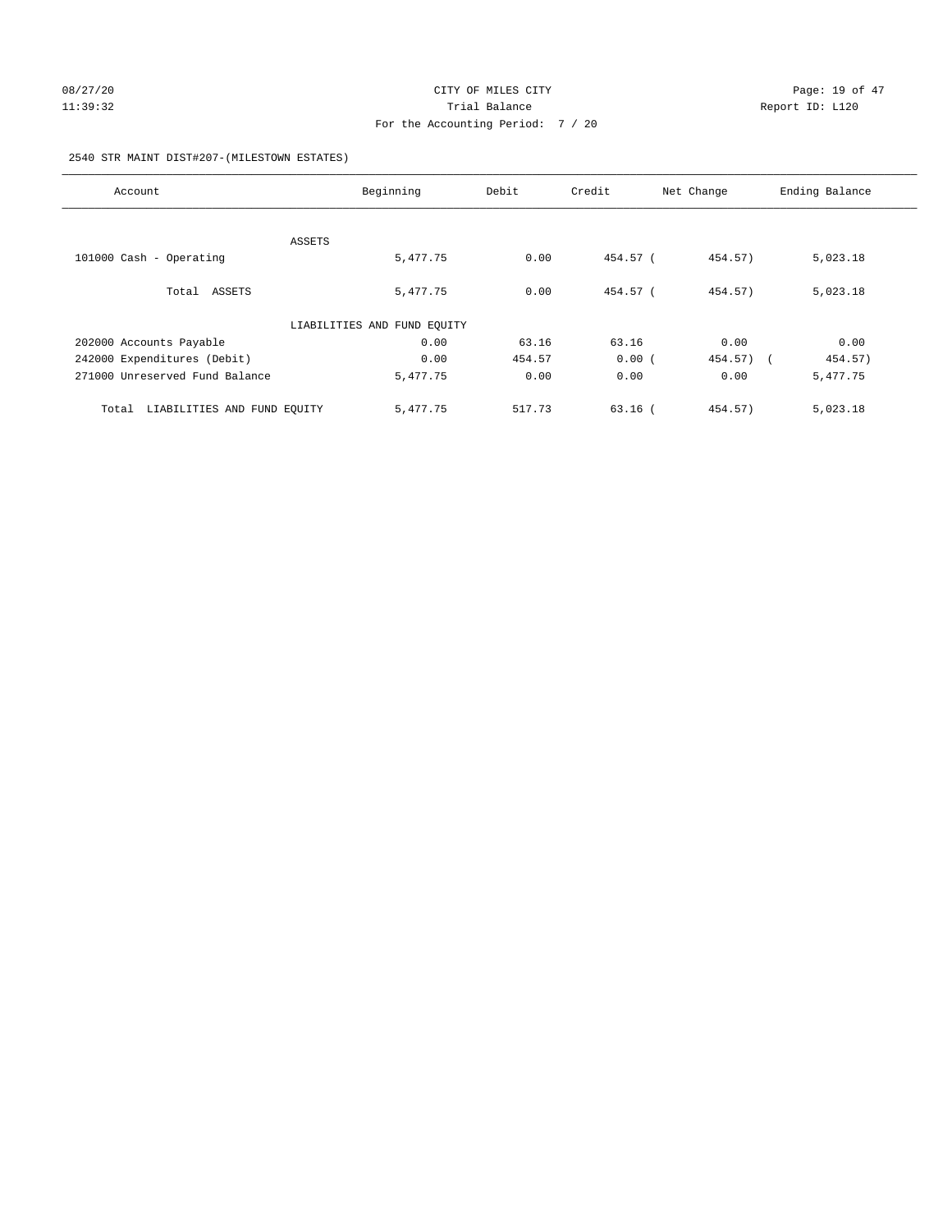CITY OF MILES CITY
Trial Balance
For the Accounting Period: 7 / 20

08/27/20
11:39:32

Report ID: L120

2540 STR MAINT DIST#207-(MILESTOWN ESTATES)

| Account | Beginning | Debit | Credit | Net Change | Ending Balance |
|---|---|---|---|---|---|
| ASSETS | | | | | |
| 101000 Cash - Operating | 5,477.75 | 0.00 | 454.57 | ( 454.57) | 5,023.18 |
| Total ASSETS | 5,477.75 | 0.00 | 454.57 | ( 454.57) | 5,023.18 |
| LIABILITIES AND FUND EQUITY | | | | | |
| 202000 Accounts Payable | 0.00 | 63.16 | 63.16 | 0.00 | 0.00 |
| 242000 Expenditures (Debit) | 0.00 | 454.57 | 0.00 | ( 454.57) | ( 454.57) |
| 271000 Unreserved Fund Balance | 5,477.75 | 0.00 | 0.00 | 0.00 | 5,477.75 |
| Total LIABILITIES AND FUND EQUITY | 5,477.75 | 517.73 | 63.16 | ( 454.57) | 5,023.18 |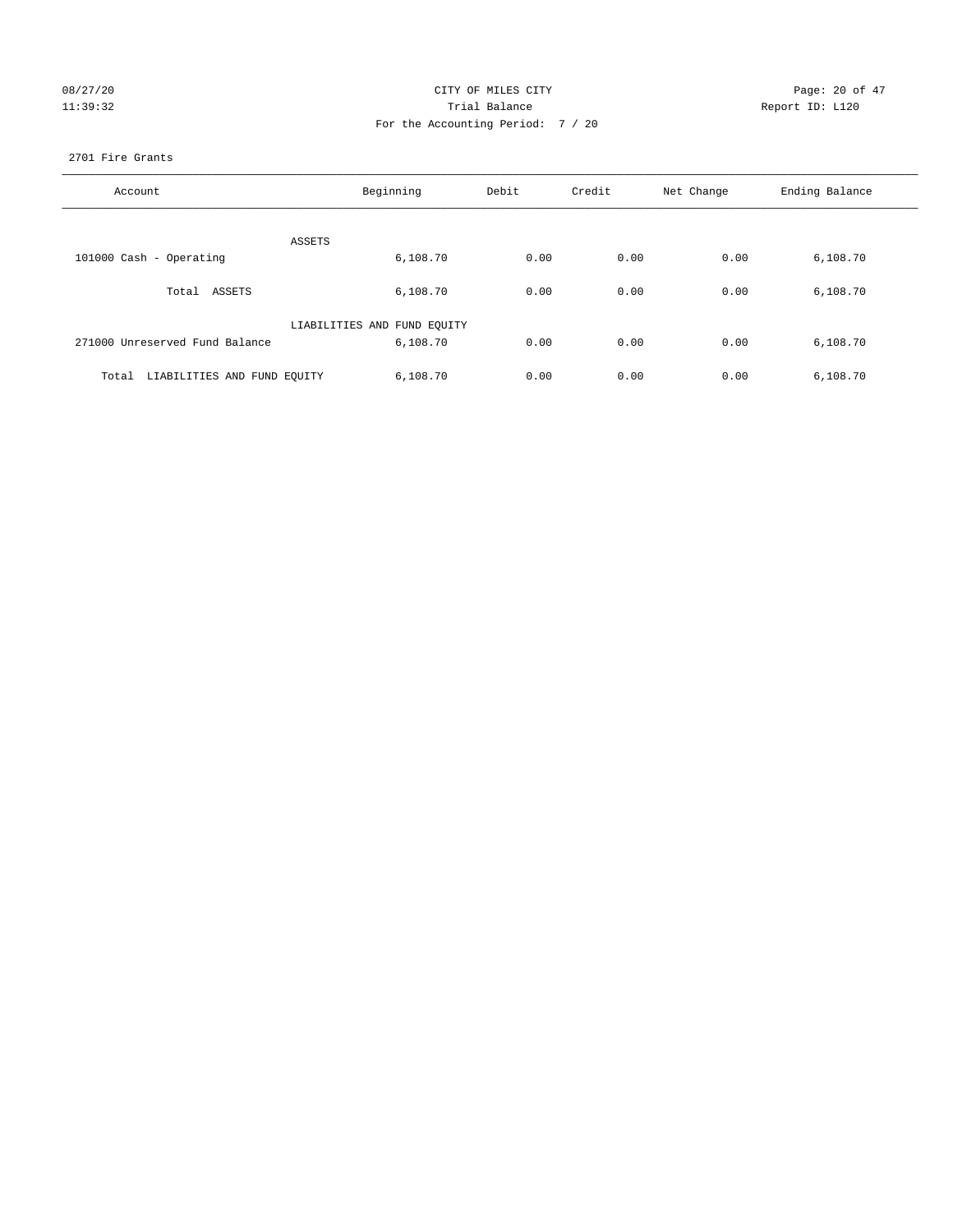CITY OF MILES CITY
Trial Balance
For the Accounting Period: 7 / 20

08/27/20
11:39:32

Report ID: L120

2701 Fire Grants

| Account | Beginning | Debit | Credit | Net Change | Ending Balance |
|---|---|---|---|---|---|
| ASSETS | | | | | |
| 101000 Cash - Operating | 6,108.70 | 0.00 | 0.00 | 0.00 | 6,108.70 |
| Total ASSETS | 6,108.70 | 0.00 | 0.00 | 0.00 | 6,108.70 |
| LIABILITIES AND FUND EQUITY | | | | | |
| 271000 Unreserved Fund Balance | 6,108.70 | 0.00 | 0.00 | 0.00 | 6,108.70 |
| Total LIABILITIES AND FUND EQUITY | 6,108.70 | 0.00 | 0.00 | 0.00 | 6,108.70 |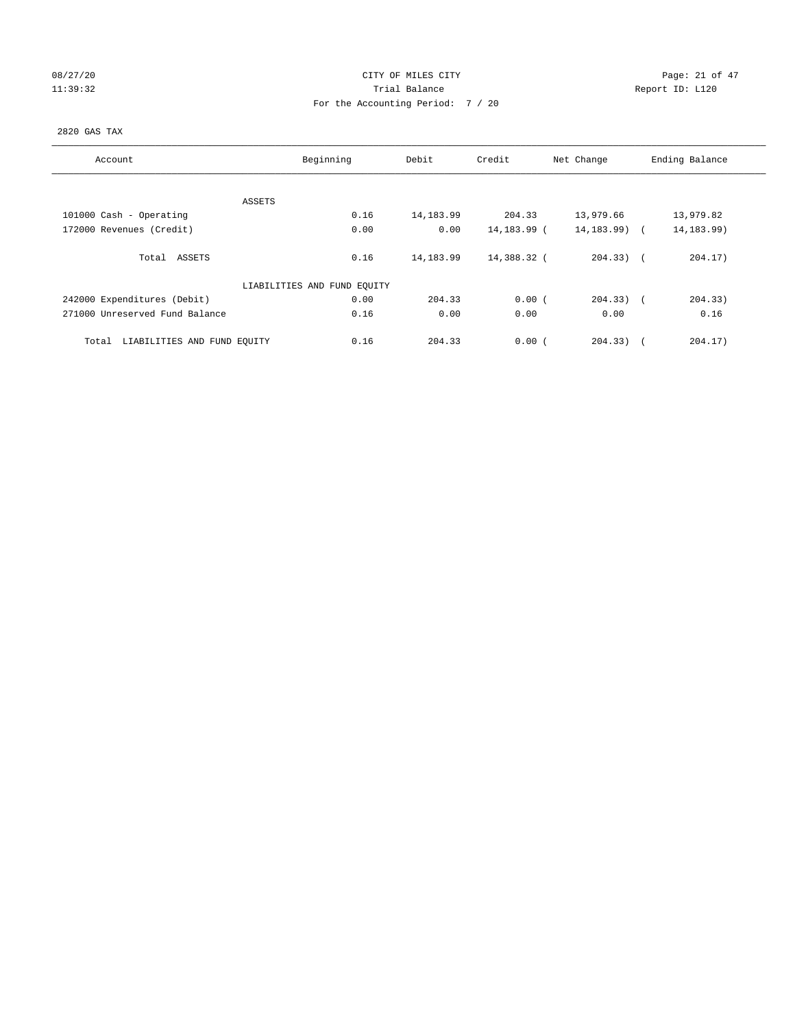CITY OF MILES CITY
Trial Balance
For the Accounting Period: 7 / 20

08/27/20
11:39:32

Report ID: L120

2820 GAS TAX

| Account | Beginning | Debit | Credit | Net Change | Ending Balance |
|---|---|---|---|---|---|
| ASSETS | | | | | |
| 101000 Cash - Operating | 0.16 | 14,183.99 | 204.33 | 13,979.66 | 13,979.82 |
| 172000 Revenues (Credit) | 0.00 | 0.00 | 14,183.99 | (14,183.99) | (14,183.99) |
| Total ASSETS | 0.16 | 14,183.99 | 14,388.32 | (204.33) | (204.17) |
| LIABILITIES AND FUND EQUITY | | | | | |
| 242000 Expenditures (Debit) | 0.00 | 204.33 | 0.00 | (204.33) | (204.33) |
| 271000 Unreserved Fund Balance | 0.16 | 0.00 | 0.00 | 0.00 | 0.16 |
| Total LIABILITIES AND FUND EQUITY | 0.16 | 204.33 | 0.00 | (204.33) | (204.17) |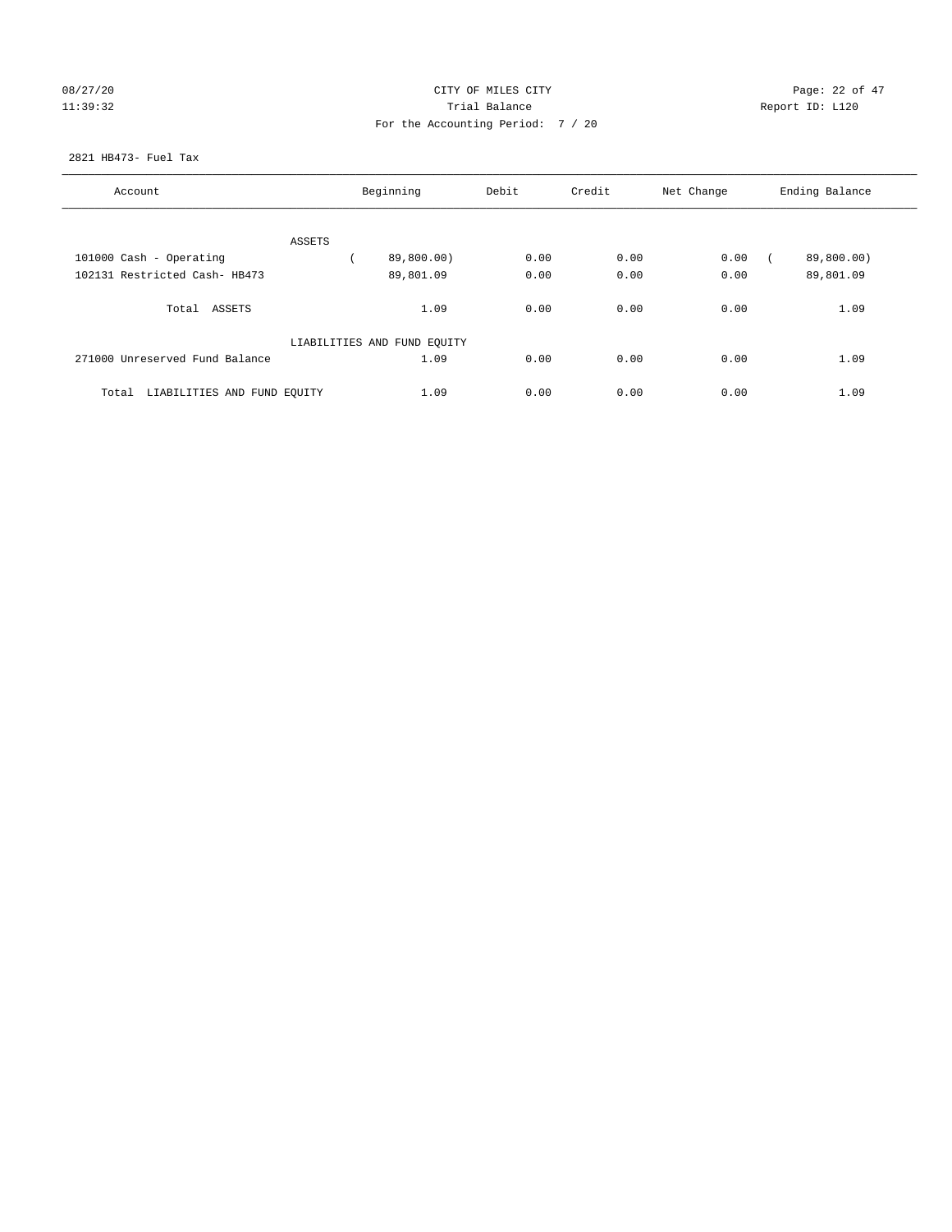08/27/20
11:39:32

CITY OF MILES CITY
Trial Balance
For the Accounting Period: 7 / 20

Report ID: L120

2821 HB473- Fuel Tax

| Account | Beginning | Debit | Credit | Net Change | Ending Balance |
|---|---|---|---|---|---|
| ASSETS | | | | | |
| 101000 Cash - Operating | ( 89,800.00) | 0.00 | 0.00 | 0.00 | ( 89,800.00) |
| 102131 Restricted Cash- HB473 | 89,801.09 | 0.00 | 0.00 | 0.00 | 89,801.09 |
| Total ASSETS | 1.09 | 0.00 | 0.00 | 0.00 | 1.09 |
| LIABILITIES AND FUND EQUITY | | | | | |
| 271000 Unreserved Fund Balance | 1.09 | 0.00 | 0.00 | 0.00 | 1.09 |
| Total LIABILITIES AND FUND EQUITY | 1.09 | 0.00 | 0.00 | 0.00 | 1.09 |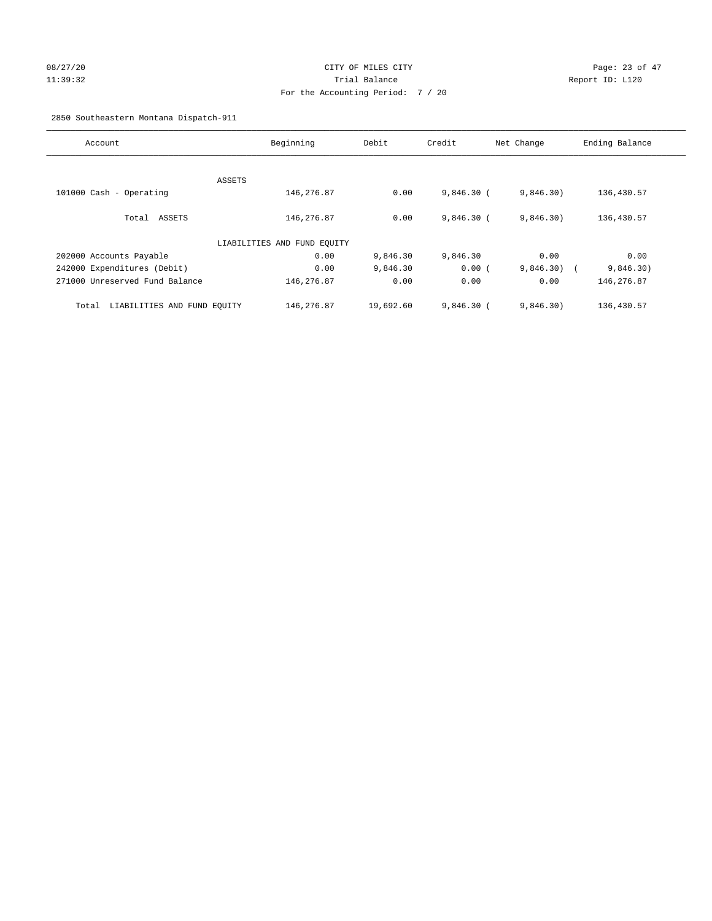CITY OF MILES CITY
Trial Balance
For the Accounting Period: 7 / 20

08/27/20
11:39:32

Report ID: L120

2850 Southeastern Montana Dispatch-911

| Account | Beginning | Debit | Credit | Net Change | Ending Balance |
|---|---|---|---|---|---|
| ASSETS | | | | | |
| 101000 Cash - Operating | 146,276.87 | 0.00 | 9,846.30 | ( 9,846.30) | 136,430.57 |
| Total ASSETS | 146,276.87 | 0.00 | 9,846.30 | ( 9,846.30) | 136,430.57 |
| LIABILITIES AND FUND EQUITY | | | | | |
| 202000 Accounts Payable | 0.00 | 9,846.30 | 9,846.30 | 0.00 | 0.00 |
| 242000 Expenditures (Debit) | 0.00 | 9,846.30 | 0.00 | ( 9,846.30) | ( 9,846.30) |
| 271000 Unreserved Fund Balance | 146,276.87 | 0.00 | 0.00 | 0.00 | 146,276.87 |
| Total LIABILITIES AND FUND EQUITY | 146,276.87 | 19,692.60 | 9,846.30 | ( 9,846.30) | 136,430.57 |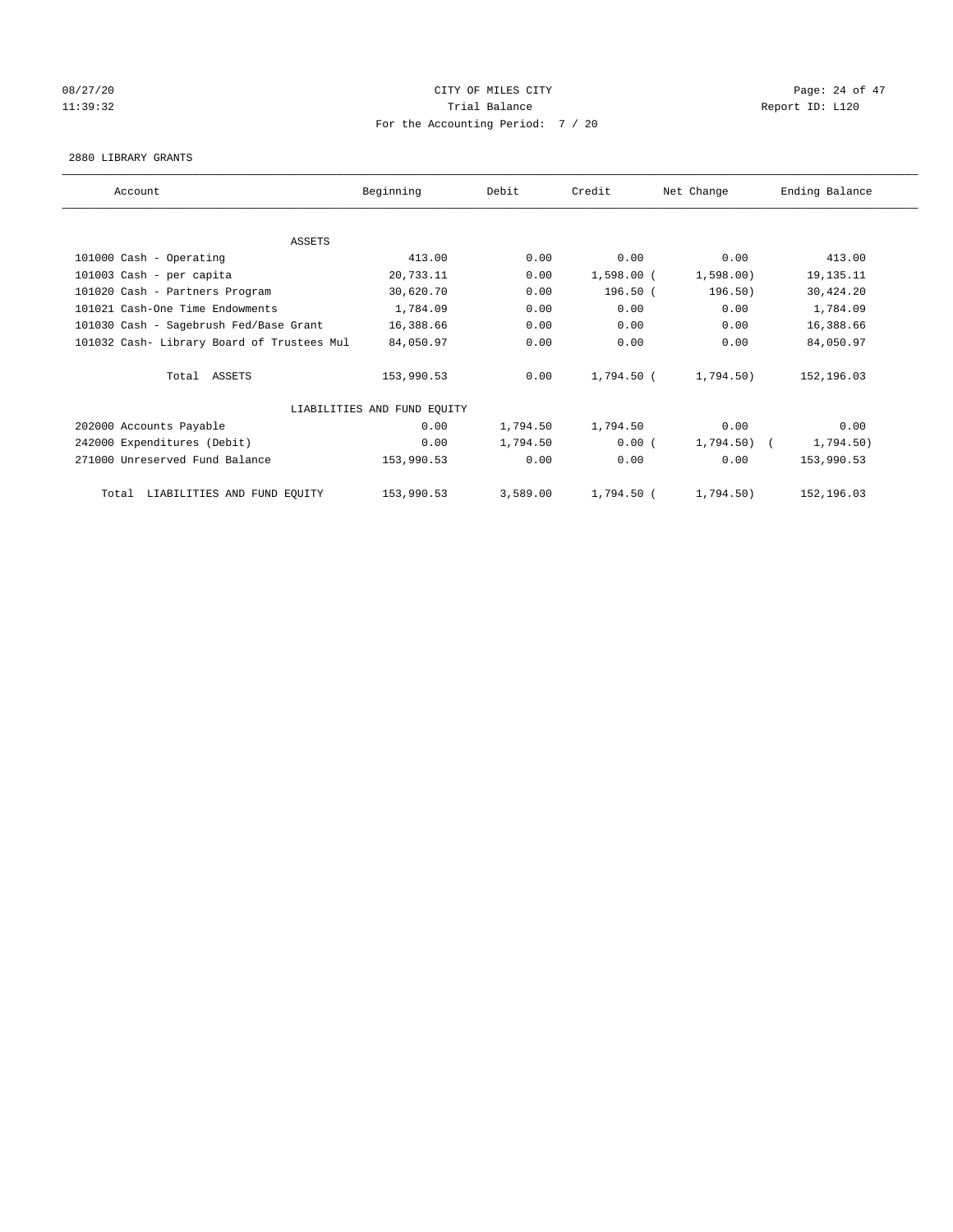# CITY OF MILES CITY

Trial Balance

For the Accounting Period: 7 / 20

2880 LIBRARY GRANTS

| Account | Beginning | Debit | Credit | Net Change | Ending Balance |
|---|---|---|---|---|---|
| ASSETS | | | | | |
| 101000 Cash - Operating | 413.00 | 0.00 | 0.00 | 0.00 | 413.00 |
| 101003 Cash - per capita | 20,733.11 | 0.00 | 1,598.00 | ( 1,598.00) | 19,135.11 |
| 101020 Cash - Partners Program | 30,620.70 | 0.00 | 196.50 | ( 196.50) | 30,424.20 |
| 101021 Cash-One Time Endowments | 1,784.09 | 0.00 | 0.00 | 0.00 | 1,784.09 |
| 101030 Cash - Sagebrush Fed/Base Grant | 16,388.66 | 0.00 | 0.00 | 0.00 | 16,388.66 |
| 101032 Cash- Library Board of Trustees Mul | 84,050.97 | 0.00 | 0.00 | 0.00 | 84,050.97 |
| Total ASSETS | 153,990.53 | 0.00 | 1,794.50 | ( 1,794.50) | 152,196.03 |
| LIABILITIES AND FUND EQUITY | | | | | |
| 202000 Accounts Payable | 0.00 | 1,794.50 | 1,794.50 | 0.00 | 0.00 |
| 242000 Expenditures (Debit) | 0.00 | 1,794.50 | 0.00 | ( 1,794.50) | ( 1,794.50) |
| 271000 Unreserved Fund Balance | 153,990.53 | 0.00 | 0.00 | 0.00 | 153,990.53 |
| Total LIABILITIES AND FUND EQUITY | 153,990.53 | 3,589.00 | 1,794.50 | ( 1,794.50) | 152,196.03 |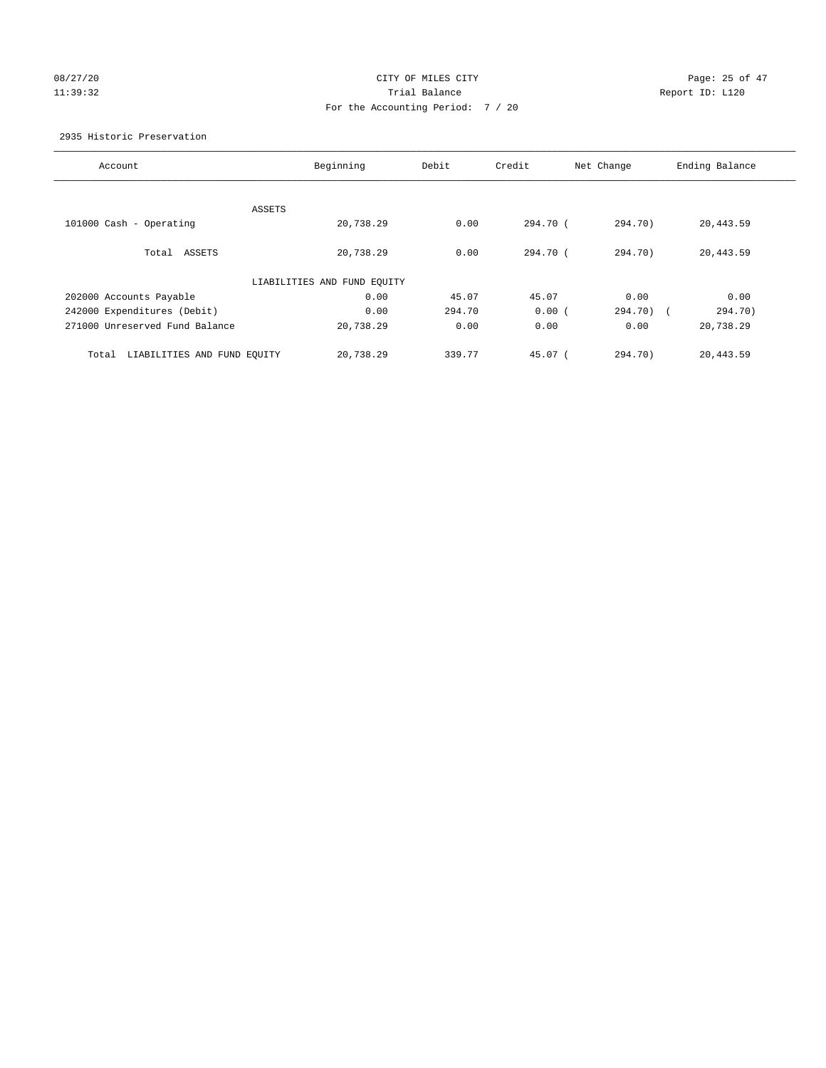CITY OF MILES CITY
Trial Balance
For the Accounting Period: 7 / 20

08/27/20
11:39:32

Report ID: L120

2935 Historic Preservation

| Account | Beginning | Debit | Credit | Net Change | Ending Balance |
|---|---|---|---|---|---|
| ASSETS | | | | | |
| 101000 Cash - Operating | 20,738.29 | 0.00 | 294.70 | ( 294.70) | 20,443.59 |
| Total ASSETS | 20,738.29 | 0.00 | 294.70 | ( 294.70) | 20,443.59 |
| LIABILITIES AND FUND EQUITY | | | | | |
| 202000 Accounts Payable | 0.00 | 45.07 | 45.07 | 0.00 | 0.00 |
| 242000 Expenditures (Debit) | 0.00 | 294.70 | 0.00 | ( 294.70) | ( 294.70) |
| 271000 Unreserved Fund Balance | 20,738.29 | 0.00 | 0.00 | 0.00 | 20,738.29 |
| Total LIABILITIES AND FUND EQUITY | 20,738.29 | 339.77 | 45.07 | ( 294.70) | 20,443.59 |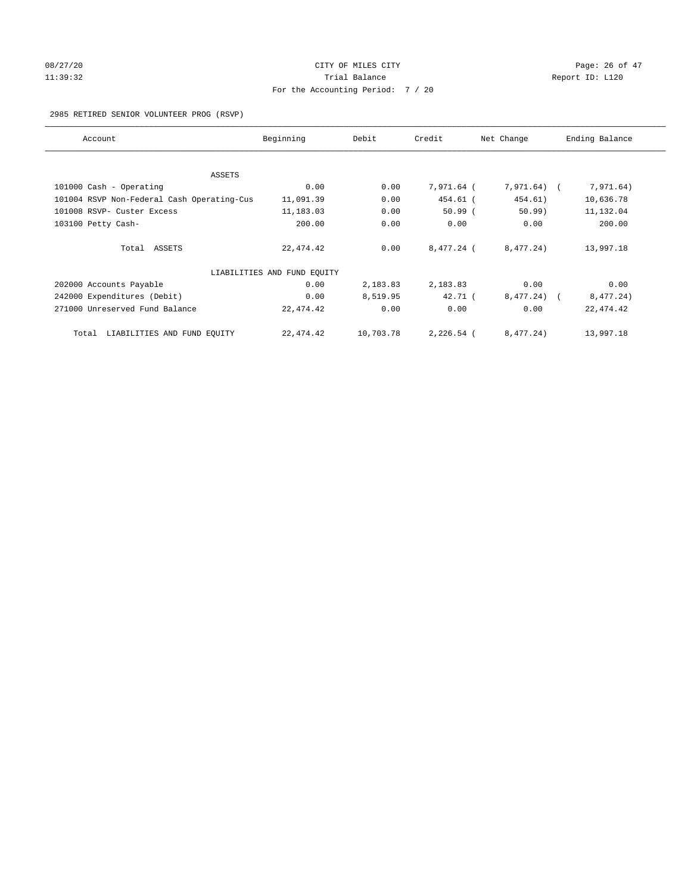CITY OF MILES CITY

Trial Balance

For the Accounting Period: 7 / 20

2985 RETIRED SENIOR VOLUNTEER PROG (RSVP)

| Account | Beginning | Debit | Credit | Net Change | Ending Balance |
|---|---|---|---|---|---|
| ASSETS | | | | | |
| 101000 Cash - Operating | 0.00 | 0.00 | 7,971.64 | ( 7,971.64) | ( 7,971.64) |
| 101004 RSVP Non-Federal Cash Operating-Cus | 11,091.39 | 0.00 | 454.61 | ( 454.61) | 10,636.78 |
| 101008 RSVP- Custer Excess | 11,183.03 | 0.00 | 50.99 | ( 50.99) | 11,132.04 |
| 103100 Petty Cash- | 200.00 | 0.00 | 0.00 | 0.00 | 200.00 |
| Total ASSETS | 22,474.42 | 0.00 | 8,477.24 | ( 8,477.24) | 13,997.18 |
| LIABILITIES AND FUND EQUITY | | | | | |
| 202000 Accounts Payable | 0.00 | 2,183.83 | 2,183.83 | 0.00 | 0.00 |
| 242000 Expenditures (Debit) | 0.00 | 8,519.95 | 42.71 | ( 8,477.24) | ( 8,477.24) |
| 271000 Unreserved Fund Balance | 22,474.42 | 0.00 | 0.00 | 0.00 | 22,474.42 |
| Total LIABILITIES AND FUND EQUITY | 22,474.42 | 10,703.78 | 2,226.54 | ( 8,477.24) | 13,997.18 |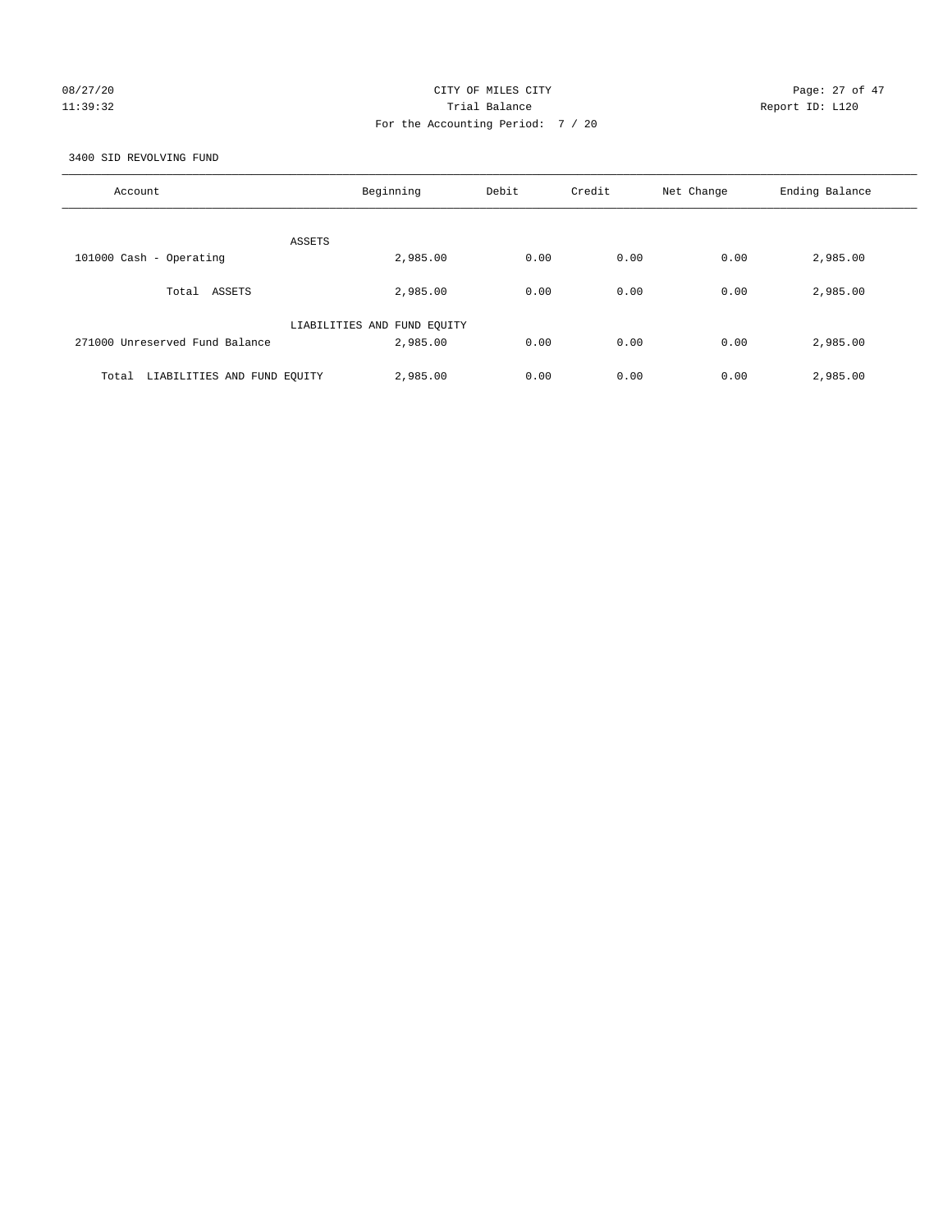CITY OF MILES CITY

Trial Balance

For the Accounting Period: 7 / 20

3400 SID REVOLVING FUND

| Account | Beginning | Debit | Credit | Net Change | Ending Balance |
|---|---|---|---|---|---|
| ASSETS | | | | | |
| 101000 Cash - Operating | 2,985.00 | 0.00 | 0.00 | 0.00 | 2,985.00 |
| Total ASSETS | 2,985.00 | 0.00 | 0.00 | 0.00 | 2,985.00 |
| LIABILITIES AND FUND EQUITY | | | | | |
| 271000 Unreserved Fund Balance | 2,985.00 | 0.00 | 0.00 | 0.00 | 2,985.00 |
| Total LIABILITIES AND FUND EQUITY | 2,985.00 | 0.00 | 0.00 | 0.00 | 2,985.00 |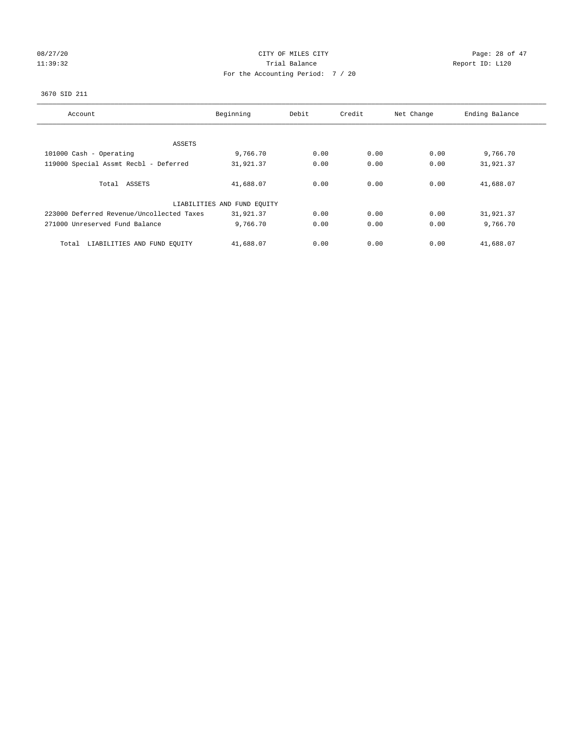CITY OF MILES CITY
Trial Balance
For the Accounting Period: 7 / 20

08/27/20
11:39:32

Report ID: L120

3670 SID 211

| Account | Beginning | Debit | Credit | Net Change | Ending Balance |
|---|---|---|---|---|---|
| ASSETS | | | | | |
| 101000 Cash - Operating | 9,766.70 | 0.00 | 0.00 | 0.00 | 9,766.70 |
| 119000 Special Assmt Recbl - Deferred | 31,921.37 | 0.00 | 0.00 | 0.00 | 31,921.37 |
| Total ASSETS | 41,688.07 | 0.00 | 0.00 | 0.00 | 41,688.07 |
| LIABILITIES AND FUND EQUITY | | | | | |
| 223000 Deferred Revenue/Uncollected Taxes | 31,921.37 | 0.00 | 0.00 | 0.00 | 31,921.37 |
| 271000 Unreserved Fund Balance | 9,766.70 | 0.00 | 0.00 | 0.00 | 9,766.70 |
| Total LIABILITIES AND FUND EQUITY | 41,688.07 | 0.00 | 0.00 | 0.00 | 41,688.07 |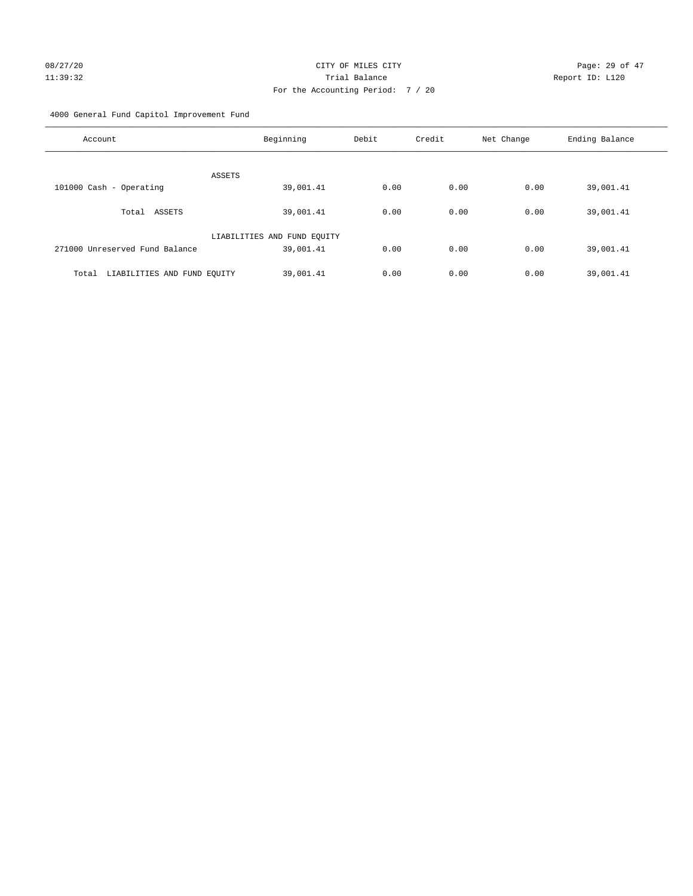CITY OF MILES CITY

Trial Balance

For the Accounting Period: 7 / 20

08/27/20 11:39:32

Report ID: L120

4000 General Fund Capitol Improvement Fund

| Account | Beginning | Debit | Credit | Net Change | Ending Balance |
|---|---|---|---|---|---|
| ASSETS | | | | | |
| 101000 Cash - Operating | 39,001.41 | 0.00 | 0.00 | 0.00 | 39,001.41 |
| Total ASSETS | 39,001.41 | 0.00 | 0.00 | 0.00 | 39,001.41 |
| LIABILITIES AND FUND EQUITY | | | | | |
| 271000 Unreserved Fund Balance | 39,001.41 | 0.00 | 0.00 | 0.00 | 39,001.41 |
| Total LIABILITIES AND FUND EQUITY | 39,001.41 | 0.00 | 0.00 | 0.00 | 39,001.41 |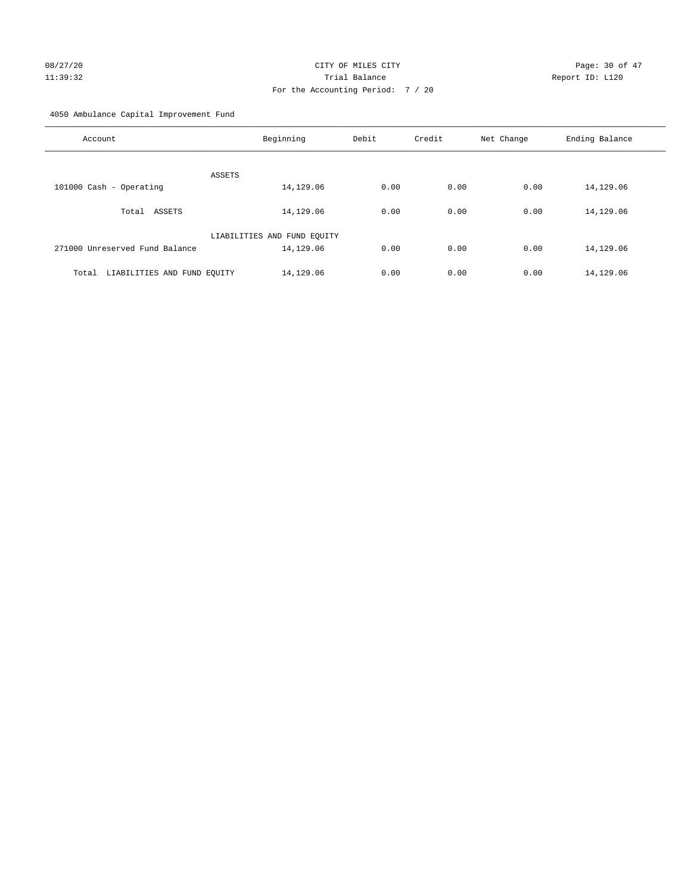CITY OF MILES CITY
Trial Balance
For the Accounting Period: 7 / 20

08/27/20
11:39:32

Report ID: L120

4050 Ambulance Capital Improvement Fund

| Account | Beginning | Debit | Credit | Net Change | Ending Balance |
|---|---|---|---|---|---|
| ASSETS | | | | | |
| 101000 Cash - Operating | 14,129.06 | 0.00 | 0.00 | 0.00 | 14,129.06 |
| Total ASSETS | 14,129.06 | 0.00 | 0.00 | 0.00 | 14,129.06 |
| LIABILITIES AND FUND EQUITY | | | | | |
| 271000 Unreserved Fund Balance | 14,129.06 | 0.00 | 0.00 | 0.00 | 14,129.06 |
| Total LIABILITIES AND FUND EQUITY | 14,129.06 | 0.00 | 0.00 | 0.00 | 14,129.06 |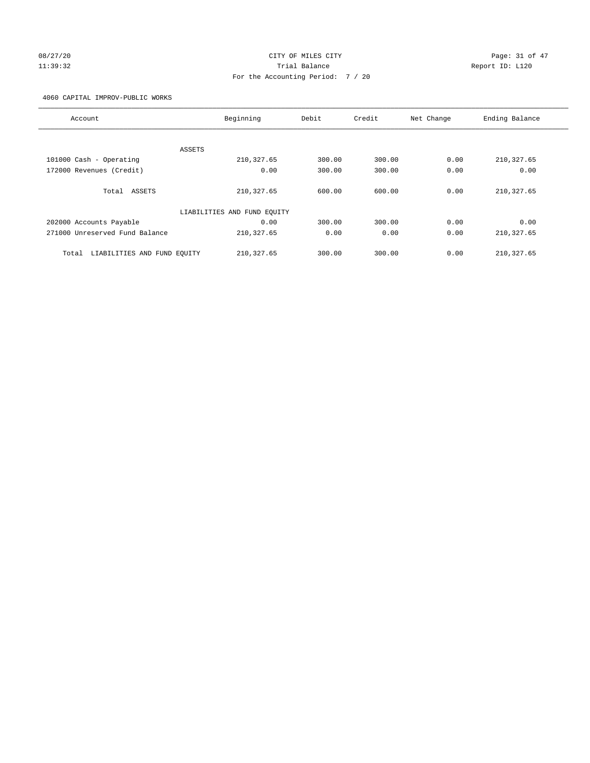CITY OF MILES CITY
Trial Balance
For the Accounting Period: 7 / 20

4060 CAPITAL IMPROV-PUBLIC WORKS

| Account | Beginning | Debit | Credit | Net Change | Ending Balance |
|---|---|---|---|---|---|
| ASSETS | | | | | |
| 101000 Cash - Operating | 210,327.65 | 300.00 | 300.00 | 0.00 | 210,327.65 |
| 172000 Revenues (Credit) | 0.00 | 300.00 | 300.00 | 0.00 | 0.00 |
| Total ASSETS | 210,327.65 | 600.00 | 600.00 | 0.00 | 210,327.65 |
| LIABILITIES AND FUND EQUITY | | | | | |
| 202000 Accounts Payable | 0.00 | 300.00 | 300.00 | 0.00 | 0.00 |
| 271000 Unreserved Fund Balance | 210,327.65 | 0.00 | 0.00 | 0.00 | 210,327.65 |
| Total LIABILITIES AND FUND EQUITY | 210,327.65 | 300.00 | 300.00 | 0.00 | 210,327.65 |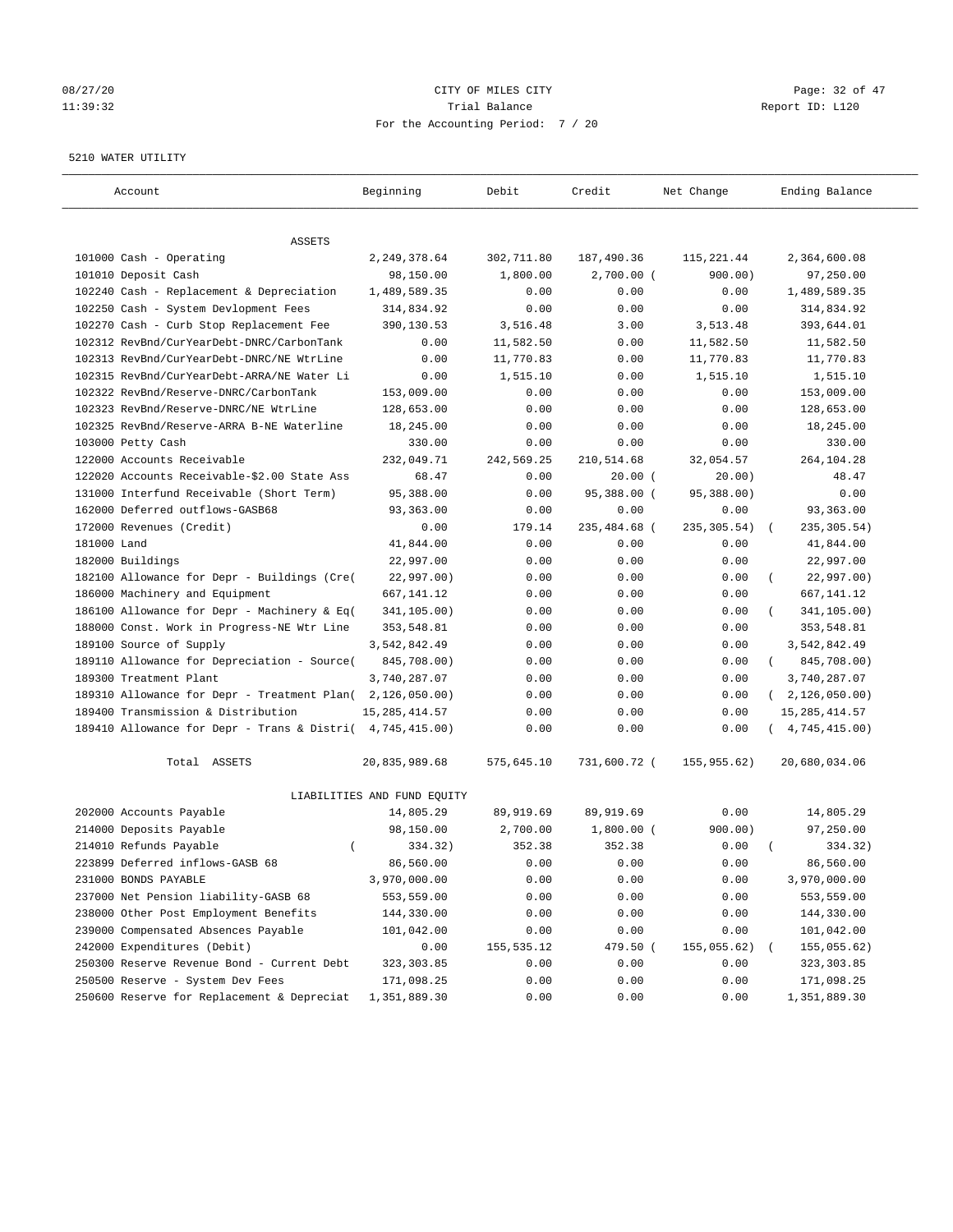CITY OF MILES CITY
Trial Balance
For the Accounting Period: 7 / 20

5210 WATER UTILITY

| Account | Beginning | Debit | Credit | Net Change | Ending Balance |
|---|---|---|---|---|---|
| ASSETS | | | | | |
| 101000 Cash - Operating | 2,249,378.64 | 302,711.80 | 187,490.36 | 115,221.44 | 2,364,600.08 |
| 101010 Deposit Cash | 98,150.00 | 1,800.00 | 2,700.00 | (900.00) | 97,250.00 |
| 102240 Cash - Replacement & Depreciation | 1,489,589.35 | 0.00 | 0.00 | 0.00 | 1,489,589.35 |
| 102250 Cash - System Devlopment Fees | 314,834.92 | 0.00 | 0.00 | 0.00 | 314,834.92 |
| 102270 Cash - Curb Stop Replacement Fee | 390,130.53 | 3,516.48 | 3.00 | 3,513.48 | 393,644.01 |
| 102312 RevBnd/CurYearDebt-DNRC/CarbonTank | 0.00 | 11,582.50 | 0.00 | 11,582.50 | 11,582.50 |
| 102313 RevBnd/CurYearDebt-DNRC/NE WtrLine | 0.00 | 11,770.83 | 0.00 | 11,770.83 | 11,770.83 |
| 102315 RevBnd/CurYearDebt-ARRA/NE Water Li | 0.00 | 1,515.10 | 0.00 | 1,515.10 | 1,515.10 |
| 102322 RevBnd/Reserve-DNRC/CarbonTank | 153,009.00 | 0.00 | 0.00 | 0.00 | 153,009.00 |
| 102323 RevBnd/Reserve-DNRC/NE WtrLine | 128,653.00 | 0.00 | 0.00 | 0.00 | 128,653.00 |
| 102325 RevBnd/Reserve-ARRA B-NE Waterline | 18,245.00 | 0.00 | 0.00 | 0.00 | 18,245.00 |
| 103000 Petty Cash | 330.00 | 0.00 | 0.00 | 0.00 | 330.00 |
| 122000 Accounts Receivable | 232,049.71 | 242,569.25 | 210,514.68 | 32,054.57 | 264,104.28 |
| 122020 Accounts Receivable-$2.00 State Ass | 68.47 | 0.00 | 20.00 | (20.00) | 48.47 |
| 131000 Interfund Receivable (Short Term) | 95,388.00 | 0.00 | 95,388.00 | (95,388.00) | 0.00 |
| 162000 Deferred outflows-GASB68 | 93,363.00 | 0.00 | 0.00 | 0.00 | 93,363.00 |
| 172000 Revenues (Credit) | 0.00 | 179.14 | 235,484.68 | (235,305.54) | (235,305.54) |
| 181000 Land | 41,844.00 | 0.00 | 0.00 | 0.00 | 41,844.00 |
| 182000 Buildings | 22,997.00 | 0.00 | 0.00 | 0.00 | 22,997.00 |
| 182100 Allowance for Depr - Buildings (Cre( | 22,997.00) | 0.00 | 0.00 | 0.00 | (22,997.00) |
| 186000 Machinery and Equipment | 667,141.12 | 0.00 | 0.00 | 0.00 | 667,141.12 |
| 186100 Allowance for Depr - Machinery & Eq( | 341,105.00) | 0.00 | 0.00 | 0.00 | (341,105.00) |
| 188000 Const. Work in Progress-NE Wtr Line | 353,548.81 | 0.00 | 0.00 | 0.00 | 353,548.81 |
| 189100 Source of Supply | 3,542,842.49 | 0.00 | 0.00 | 0.00 | 3,542,842.49 |
| 189110 Allowance for Depreciation - Source( | 845,708.00) | 0.00 | 0.00 | 0.00 | (845,708.00) |
| 189300 Treatment Plant | 3,740,287.07 | 0.00 | 0.00 | 0.00 | 3,740,287.07 |
| 189310 Allowance for Depr - Treatment Plan( | 2,126,050.00) | 0.00 | 0.00 | 0.00 | (2,126,050.00) |
| 189400 Transmission & Distribution | 15,285,414.57 | 0.00 | 0.00 | 0.00 | 15,285,414.57 |
| 189410 Allowance for Depr - Trans & Distri( | 4,745,415.00) | 0.00 | 0.00 | 0.00 | (4,745,415.00) |
| Total ASSETS | 20,835,989.68 | 575,645.10 | 731,600.72 | (155,955.62) | 20,680,034.06 |
| LIABILITIES AND FUND EQUITY | | | | | |
| 202000 Accounts Payable | 14,805.29 | 89,919.69 | 89,919.69 | 0.00 | 14,805.29 |
| 214000 Deposits Payable | 98,150.00 | 2,700.00 | 1,800.00 | (900.00) | 97,250.00 |
| 214010 Refunds Payable | (334.32) | 352.38 | 352.38 | 0.00 | (334.32) |
| 223899 Deferred inflows-GASB 68 | 86,560.00 | 0.00 | 0.00 | 0.00 | 86,560.00 |
| 231000 BONDS PAYABLE | 3,970,000.00 | 0.00 | 0.00 | 0.00 | 3,970,000.00 |
| 237000 Net Pension liability-GASB 68 | 553,559.00 | 0.00 | 0.00 | 0.00 | 553,559.00 |
| 238000 Other Post Employment Benefits | 144,330.00 | 0.00 | 0.00 | 0.00 | 144,330.00 |
| 239000 Compensated Absences Payable | 101,042.00 | 0.00 | 0.00 | 0.00 | 101,042.00 |
| 242000 Expenditures (Debit) | 0.00 | 155,535.12 | 479.50 | (155,055.62) | (155,055.62) |
| 250300 Reserve Revenue Bond - Current Debt | 323,303.85 | 0.00 | 0.00 | 0.00 | 323,303.85 |
| 250500 Reserve - System Dev Fees | 171,098.25 | 0.00 | 0.00 | 0.00 | 171,098.25 |
| 250600 Reserve for Replacement & Depreciat | 1,351,889.30 | 0.00 | 0.00 | 0.00 | 1,351,889.30 |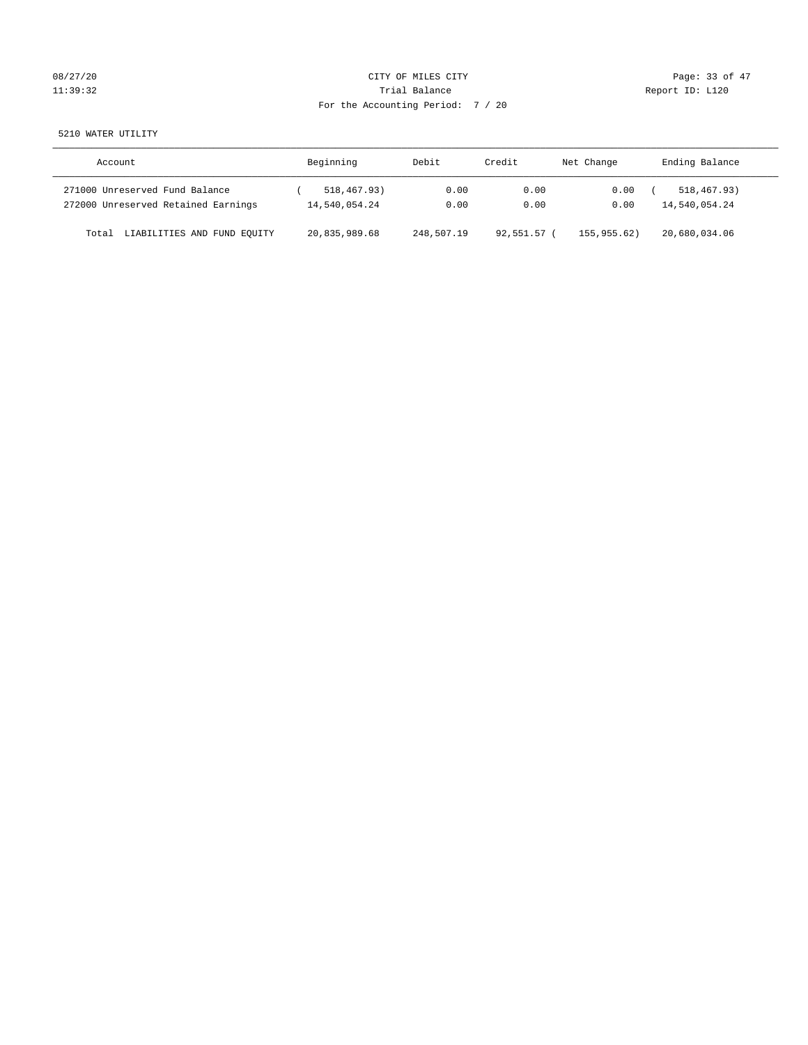CITY OF MILES CITY
Trial Balance
For the Accounting Period: 7 / 20

5210 WATER UTILITY

| Account | Beginning | Debit | Credit | Net Change | Ending Balance |
|---|---|---|---|---|---|
| 271000 Unreserved Fund Balance | ( 518,467.93) | 0.00 | 0.00 | 0.00 | ( 518,467.93) |
| 272000 Unreserved Retained Earnings | 14,540,054.24 | 0.00 | 0.00 | 0.00 | 14,540,054.24 |
| Total LIABILITIES AND FUND EQUITY | 20,835,989.68 | 248,507.19 | 92,551.57 | ( 155,955.62) | 20,680,034.06 |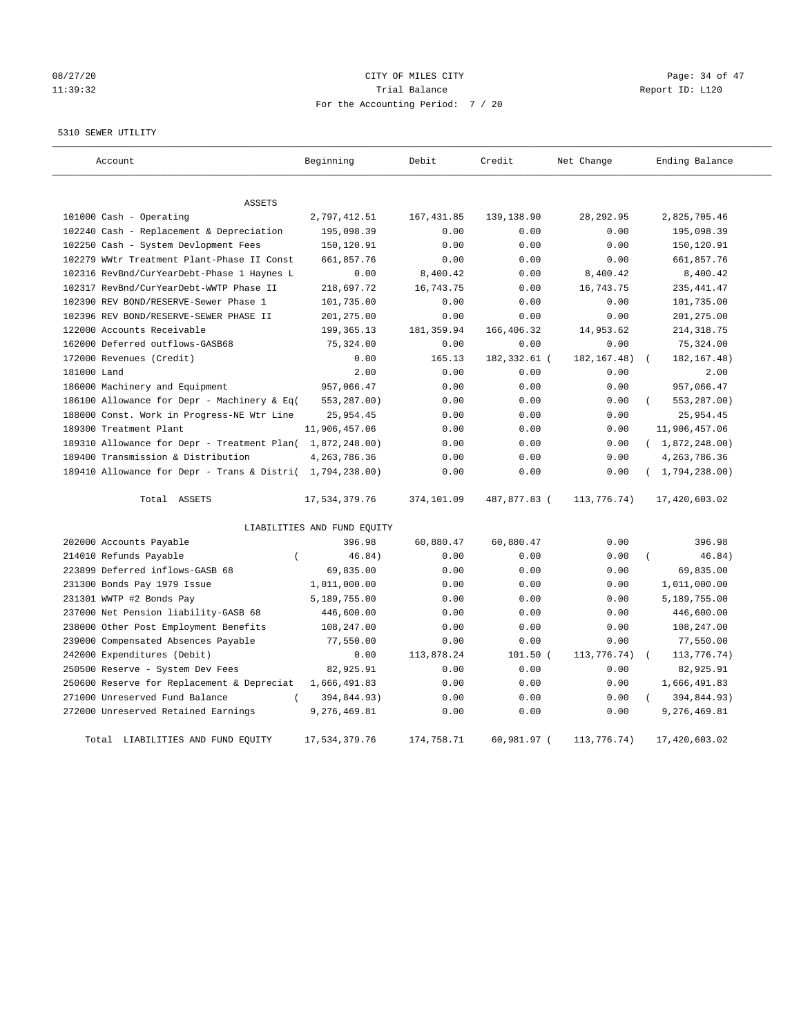# CITY OF MILES CITY

Trial Balance

For the Accounting Period: 7 / 20

08/27/20 11:39:32 — Report ID: L120

5310 SEWER UTILITY

| Account | Beginning | Debit | Credit | Net Change | Ending Balance |
|---|---|---|---|---|---|
| **ASSETS** | | | | | |
| 101000 Cash - Operating | 2,797,412.51 | 167,431.85 | 139,138.90 | 28,292.95 | 2,825,705.46 |
| 102240 Cash - Replacement & Depreciation | 195,098.39 | 0.00 | 0.00 | 0.00 | 195,098.39 |
| 102250 Cash - System Devlopment Fees | 150,120.91 | 0.00 | 0.00 | 0.00 | 150,120.91 |
| 102279 WWtr Treatment Plant-Phase II Const | 661,857.76 | 0.00 | 0.00 | 0.00 | 661,857.76 |
| 102316 RevBnd/CurYearDebt-Phase 1 Haynes L | 0.00 | 8,400.42 | 0.00 | 8,400.42 | 8,400.42 |
| 102317 RevBnd/CurYearDebt-WWTP Phase II | 218,697.72 | 16,743.75 | 0.00 | 16,743.75 | 235,441.47 |
| 102390 REV BOND/RESERVE-Sewer Phase 1 | 101,735.00 | 0.00 | 0.00 | 0.00 | 101,735.00 |
| 102396 REV BOND/RESERVE-SEWER PHASE II | 201,275.00 | 0.00 | 0.00 | 0.00 | 201,275.00 |
| 122000 Accounts Receivable | 199,365.13 | 181,359.94 | 166,406.32 | 14,953.62 | 214,318.75 |
| 162000 Deferred outflows-GASB68 | 75,324.00 | 0.00 | 0.00 | 0.00 | 75,324.00 |
| 172000 Revenues (Credit) | 0.00 | 165.13 | 182,332.61 | ( 182,167.48) | ( 182,167.48) |
| 181000 Land | 2.00 | 0.00 | 0.00 | 0.00 | 2.00 |
| 186000 Machinery and Equipment | 957,066.47 | 0.00 | 0.00 | 0.00 | 957,066.47 |
| 186100 Allowance for Depr - Machinery & Eq | ( 553,287.00) | 0.00 | 0.00 | 0.00 | ( 553,287.00) |
| 188000 Const. Work in Progress-NE Wtr Line | 25,954.45 | 0.00 | 0.00 | 0.00 | 25,954.45 |
| 189300 Treatment Plant | 11,906,457.06 | 0.00 | 0.00 | 0.00 | 11,906,457.06 |
| 189310 Allowance for Depr - Treatment Plan | ( 1,872,248.00) | 0.00 | 0.00 | 0.00 | ( 1,872,248.00) |
| 189400 Transmission & Distribution | 4,263,786.36 | 0.00 | 0.00 | 0.00 | 4,263,786.36 |
| 189410 Allowance for Depr - Trans & Distri | ( 1,794,238.00) | 0.00 | 0.00 | 0.00 | ( 1,794,238.00) |
| Total ASSETS | 17,534,379.76 | 374,101.09 | 487,877.83 | ( 113,776.74) | 17,420,603.02 |
| **LIABILITIES AND FUND EQUITY** | | | | | |
| 202000 Accounts Payable | 396.98 | 60,880.47 | 60,880.47 | 0.00 | 396.98 |
| 214010 Refunds Payable | ( 46.84) | 0.00 | 0.00 | 0.00 | ( 46.84) |
| 223899 Deferred inflows-GASB 68 | 69,835.00 | 0.00 | 0.00 | 0.00 | 69,835.00 |
| 231300 Bonds Pay 1979 Issue | 1,011,000.00 | 0.00 | 0.00 | 0.00 | 1,011,000.00 |
| 231301 WWTP #2 Bonds Pay | 5,189,755.00 | 0.00 | 0.00 | 0.00 | 5,189,755.00 |
| 237000 Net Pension liability-GASB 68 | 446,600.00 | 0.00 | 0.00 | 0.00 | 446,600.00 |
| 238000 Other Post Employment Benefits | 108,247.00 | 0.00 | 0.00 | 0.00 | 108,247.00 |
| 239000 Compensated Absences Payable | 77,550.00 | 0.00 | 0.00 | 0.00 | 77,550.00 |
| 242000 Expenditures (Debit) | 0.00 | 113,878.24 | 101.50 | ( 113,776.74) | ( 113,776.74) |
| 250500 Reserve - System Dev Fees | 82,925.91 | 0.00 | 0.00 | 0.00 | 82,925.91 |
| 250600 Reserve for Replacement & Depreciat | 1,666,491.83 | 0.00 | 0.00 | 0.00 | 1,666,491.83 |
| 271000 Unreserved Fund Balance | ( 394,844.93) | 0.00 | 0.00 | 0.00 | ( 394,844.93) |
| 272000 Unreserved Retained Earnings | 9,276,469.81 | 0.00 | 0.00 | 0.00 | 9,276,469.81 |
| Total LIABILITIES AND FUND EQUITY | 17,534,379.76 | 174,758.71 | 60,981.97 | ( 113,776.74) | 17,420,603.02 |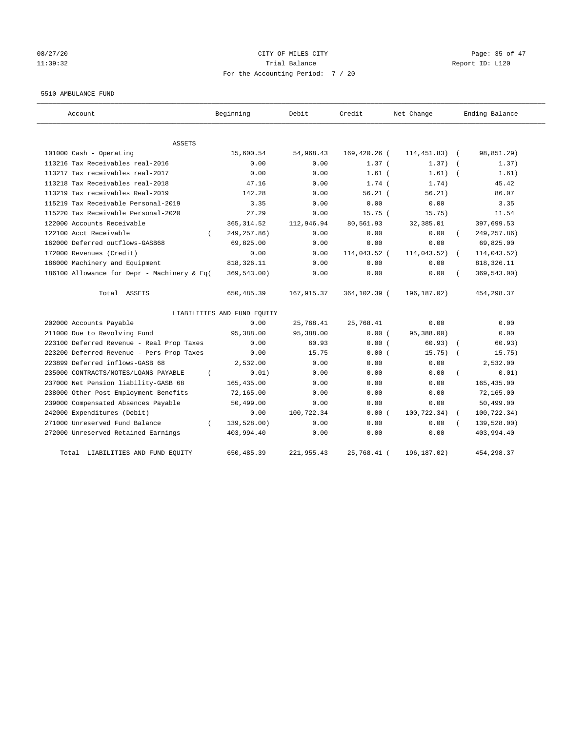CITY OF MILES CITY
Trial Balance
For the Accounting Period: 7 / 20

08/27/20
11:39:32

Report ID: L120

5510 AMBULANCE FUND

| Account | Beginning | Debit | Credit | Net Change | Ending Balance |
|---|---|---|---|---|---|
| ASSETS | | | | | |
| 101000 Cash - Operating | 15,600.54 | 54,968.43 | 169,420.26 | (114,451.83) | (98,851.29) |
| 113216 Tax Receivables real-2016 | 0.00 | 0.00 | 1.37 | (1.37) | (1.37) |
| 113217 Tax receivables real-2017 | 0.00 | 0.00 | 1.61 | (1.61) | (1.61) |
| 113218 Tax Receivables real-2018 | 47.16 | 0.00 | 1.74 | (1.74) | 45.42 |
| 113219 Tax receivables Real-2019 | 142.28 | 0.00 | 56.21 | (56.21) | 86.07 |
| 115219 Tax Receivable Personal-2019 | 3.35 | 0.00 | 0.00 | 0.00 | 3.35 |
| 115220 Tax Receivable Personal-2020 | 27.29 | 0.00 | 15.75 | (15.75) | 11.54 |
| 122000 Accounts Receivable | 365,314.52 | 112,946.94 | 80,561.93 | 32,385.01 | 397,699.53 |
| 122100 Acct Receivable | (249,257.86) | 0.00 | 0.00 | 0.00 | (249,257.86) |
| 162000 Deferred outflows-GASB68 | 69,825.00 | 0.00 | 0.00 | 0.00 | 69,825.00 |
| 172000 Revenues (Credit) | 0.00 | 0.00 | 114,043.52 | (114,043.52) | (114,043.52) |
| 186000 Machinery and Equipment | 818,326.11 | 0.00 | 0.00 | 0.00 | 818,326.11 |
| 186100 Allowance for Depr - Machinery & Eq | (369,543.00) | 0.00 | 0.00 | 0.00 | (369,543.00) |
| Total ASSETS | 650,485.39 | 167,915.37 | 364,102.39 | (196,187.02) | 454,298.37 |
| LIABILITIES AND FUND EQUITY | | | | | |
| 202000 Accounts Payable | 0.00 | 25,768.41 | 25,768.41 | 0.00 | 0.00 |
| 211000 Due to Revolving Fund | 95,388.00 | 95,388.00 | 0.00 | (95,388.00) | 0.00 |
| 223100 Deferred Revenue - Real Prop Taxes | 0.00 | 60.93 | 0.00 | (60.93) | (60.93) |
| 223200 Deferred Revenue - Pers Prop Taxes | 0.00 | 15.75 | 0.00 | (15.75) | (15.75) |
| 223899 Deferred inflows-GASB 68 | 2,532.00 | 0.00 | 0.00 | 0.00 | 2,532.00 |
| 235000 CONTRACTS/NOTES/LOANS PAYABLE | (0.01) | 0.00 | 0.00 | 0.00 | (0.01) |
| 237000 Net Pension liability-GASB 68 | 165,435.00 | 0.00 | 0.00 | 0.00 | 165,435.00 |
| 238000 Other Post Employment Benefits | 72,165.00 | 0.00 | 0.00 | 0.00 | 72,165.00 |
| 239000 Compensated Absences Payable | 50,499.00 | 0.00 | 0.00 | 0.00 | 50,499.00 |
| 242000 Expenditures (Debit) | 0.00 | 100,722.34 | 0.00 | (100,722.34) | (100,722.34) |
| 271000 Unreserved Fund Balance | (139,528.00) | 0.00 | 0.00 | 0.00 | (139,528.00) |
| 272000 Unreserved Retained Earnings | 403,994.40 | 0.00 | 0.00 | 0.00 | 403,994.40 |
| Total LIABILITIES AND FUND EQUITY | 650,485.39 | 221,955.43 | 25,768.41 | (196,187.02) | 454,298.37 |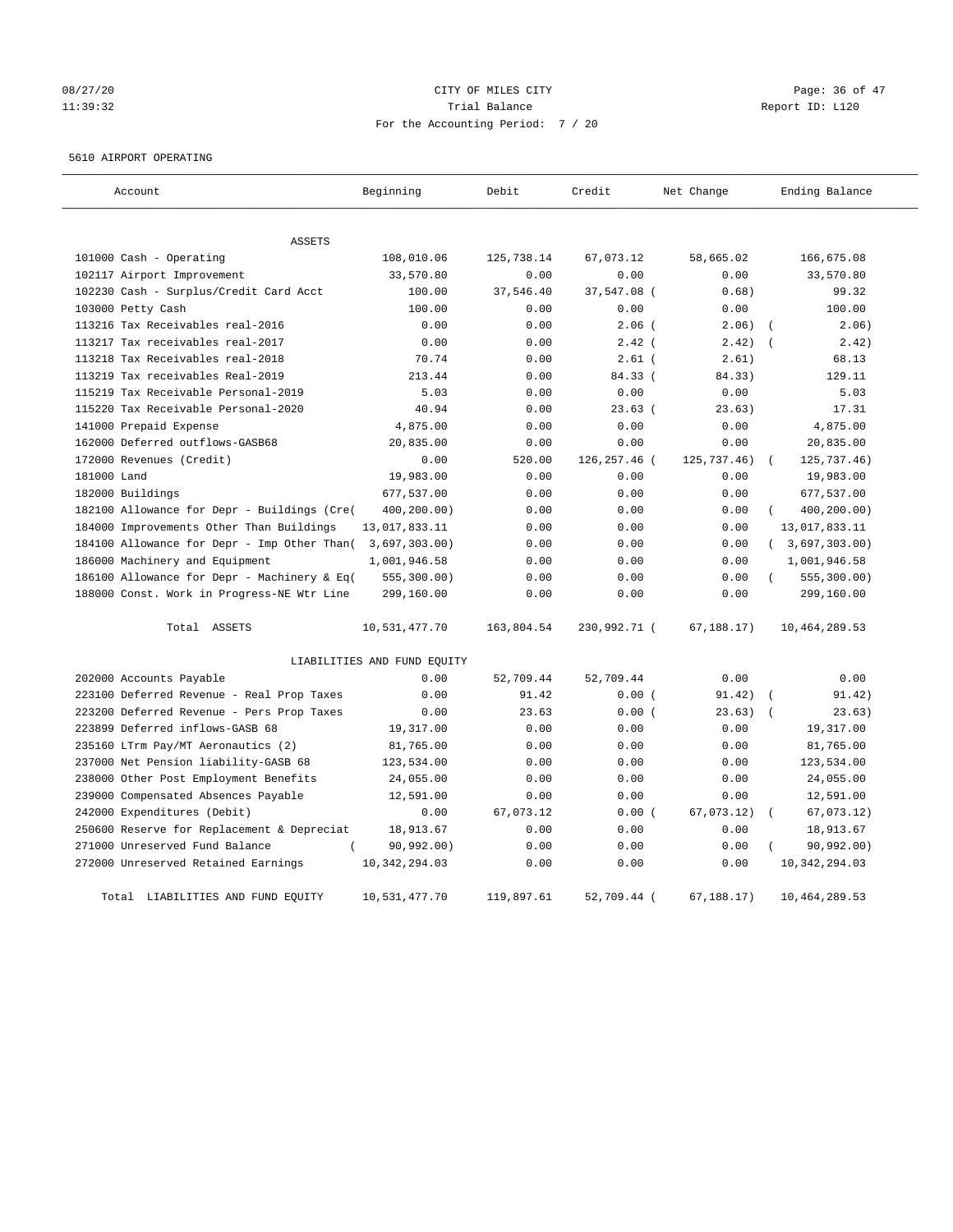CITY OF MILES CITY
Trial Balance
For the Accounting Period: 7 / 20

08/27/20
11:39:32

Report ID: L120

5610 AIRPORT OPERATING

| Account | Beginning | Debit | Credit | Net Change | Ending Balance |
|---|---|---|---|---|---|
| ASSETS | | | | | |
| 101000 Cash - Operating | 108,010.06 | 125,738.14 | 67,073.12 | 58,665.02 | 166,675.08 |
| 102117 Airport Improvement | 33,570.80 | 0.00 | 0.00 | 0.00 | 33,570.80 |
| 102230 Cash - Surplus/Credit Card Acct | 100.00 | 37,546.40 | 37,547.08 | (0.68) | 99.32 |
| 103000 Petty Cash | 100.00 | 0.00 | 0.00 | 0.00 | 100.00 |
| 113216 Tax Receivables real-2016 | 0.00 | 0.00 | 2.06 | (2.06) | (2.06) |
| 113217 Tax receivables real-2017 | 0.00 | 0.00 | 2.42 | (2.42) | (2.42) |
| 113218 Tax Receivables real-2018 | 70.74 | 0.00 | 2.61 | (2.61) | 68.13 |
| 113219 Tax receivables Real-2019 | 213.44 | 0.00 | 84.33 | (84.33) | 129.11 |
| 115219 Tax Receivable Personal-2019 | 5.03 | 0.00 | 0.00 | 0.00 | 5.03 |
| 115220 Tax Receivable Personal-2020 | 40.94 | 0.00 | 23.63 | (23.63) | 17.31 |
| 141000 Prepaid Expense | 4,875.00 | 0.00 | 0.00 | 0.00 | 4,875.00 |
| 162000 Deferred outflows-GASB68 | 20,835.00 | 0.00 | 0.00 | 0.00 | 20,835.00 |
| 172000 Revenues (Credit) | 0.00 | 520.00 | 126,257.46 | (125,737.46) | (125,737.46) |
| 181000 Land | 19,983.00 | 0.00 | 0.00 | 0.00 | 19,983.00 |
| 182000 Buildings | 677,537.00 | 0.00 | 0.00 | 0.00 | 677,537.00 |
| 182100 Allowance for Depr - Buildings (Cre( | 400,200.00) | 0.00 | 0.00 | 0.00 | (400,200.00) |
| 184000 Improvements Other Than Buildings | 13,017,833.11 | 0.00 | 0.00 | 0.00 | 13,017,833.11 |
| 184100 Allowance for Depr - Imp Other Than( | 3,697,303.00) | 0.00 | 0.00 | 0.00 | (3,697,303.00) |
| 186000 Machinery and Equipment | 1,001,946.58 | 0.00 | 0.00 | 0.00 | 1,001,946.58 |
| 186100 Allowance for Depr - Machinery & Eq( | 555,300.00) | 0.00 | 0.00 | 0.00 | (555,300.00) |
| 188000 Const. Work in Progress-NE Wtr Line | 299,160.00 | 0.00 | 0.00 | 0.00 | 299,160.00 |
| Total ASSETS | 10,531,477.70 | 163,804.54 | 230,992.71 | (67,188.17) | 10,464,289.53 |
| LIABILITIES AND FUND EQUITY | | | | | |
| 202000 Accounts Payable | 0.00 | 52,709.44 | 52,709.44 | 0.00 | 0.00 |
| 223100 Deferred Revenue - Real Prop Taxes | 0.00 | 91.42 | 0.00 | (91.42) | (91.42) |
| 223200 Deferred Revenue - Pers Prop Taxes | 0.00 | 23.63 | 0.00 | (23.63) | (23.63) |
| 223899 Deferred inflows-GASB 68 | 19,317.00 | 0.00 | 0.00 | 0.00 | 19,317.00 |
| 235160 LTrm Pay/MT Aeronautics (2) | 81,765.00 | 0.00 | 0.00 | 0.00 | 81,765.00 |
| 237000 Net Pension liability-GASB 68 | 123,534.00 | 0.00 | 0.00 | 0.00 | 123,534.00 |
| 238000 Other Post Employment Benefits | 24,055.00 | 0.00 | 0.00 | 0.00 | 24,055.00 |
| 239000 Compensated Absences Payable | 12,591.00 | 0.00 | 0.00 | 0.00 | 12,591.00 |
| 242000 Expenditures (Debit) | 0.00 | 67,073.12 | 0.00 | (67,073.12) | (67,073.12) |
| 250600 Reserve for Replacement & Depreciat | 18,913.67 | 0.00 | 0.00 | 0.00 | 18,913.67 |
| 271000 Unreserved Fund Balance | (90,992.00) | 0.00 | 0.00 | 0.00 | (90,992.00) |
| 272000 Unreserved Retained Earnings | 10,342,294.03 | 0.00 | 0.00 | 0.00 | 10,342,294.03 |
| Total LIABILITIES AND FUND EQUITY | 10,531,477.70 | 119,897.61 | 52,709.44 | (67,188.17) | 10,464,289.53 |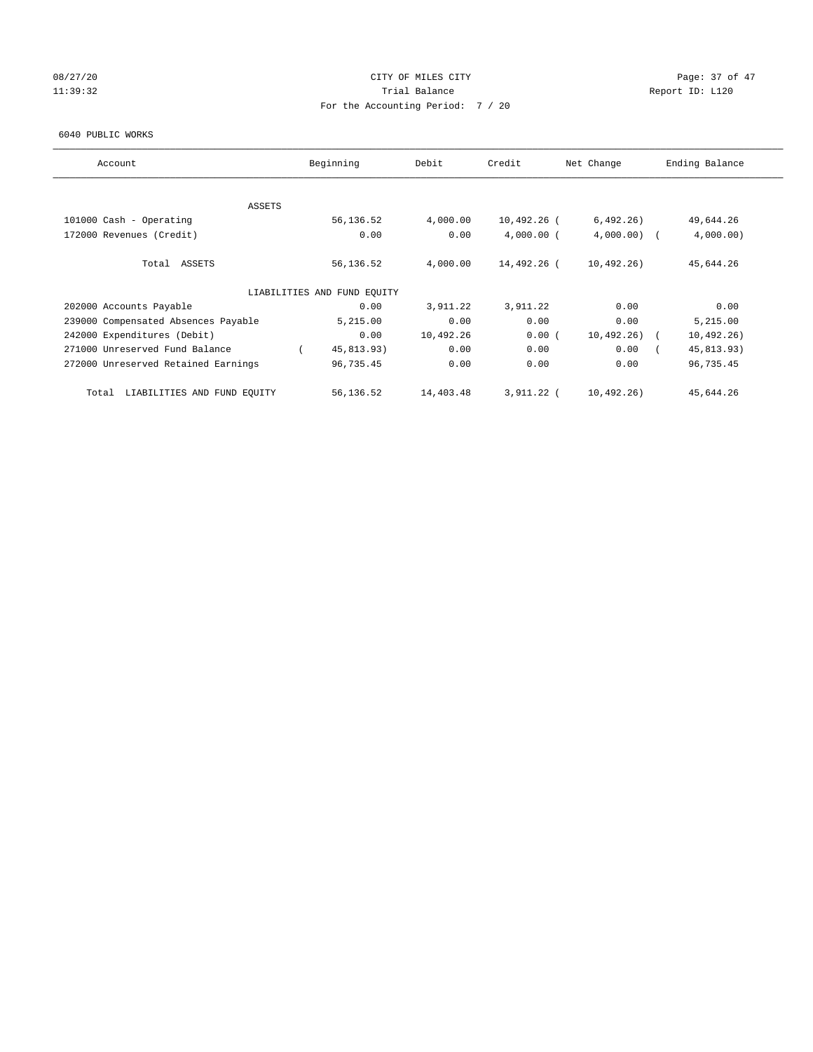CITY OF MILES CITY
Trial Balance
For the Accounting Period: 7 / 20

08/27/20
11:39:32

Report ID: L120

6040 PUBLIC WORKS

| Account | Beginning | Debit | Credit | Net Change | Ending Balance |
|---|---|---|---|---|---|
| ASSETS | | | | | |
| 101000 Cash - Operating | 56,136.52 | 4,000.00 | 10,492.26 | (6,492.26) | 49,644.26 |
| 172000 Revenues (Credit) | 0.00 | 0.00 | 4,000.00 | (4,000.00) | (4,000.00) |
| Total ASSETS | 56,136.52 | 4,000.00 | 14,492.26 | (10,492.26) | 45,644.26 |
| LIABILITIES AND FUND EQUITY | | | | | |
| 202000 Accounts Payable | 0.00 | 3,911.22 | 3,911.22 | 0.00 | 0.00 |
| 239000 Compensated Absences Payable | 5,215.00 | 0.00 | 0.00 | 0.00 | 5,215.00 |
| 242000 Expenditures (Debit) | 0.00 | 10,492.26 | 0.00 | (10,492.26) | (10,492.26) |
| 271000 Unreserved Fund Balance | (45,813.93) | 0.00 | 0.00 | 0.00 | (45,813.93) |
| 272000 Unreserved Retained Earnings | 96,735.45 | 0.00 | 0.00 | 0.00 | 96,735.45 |
| Total LIABILITIES AND FUND EQUITY | 56,136.52 | 14,403.48 | 3,911.22 | (10,492.26) | 45,644.26 |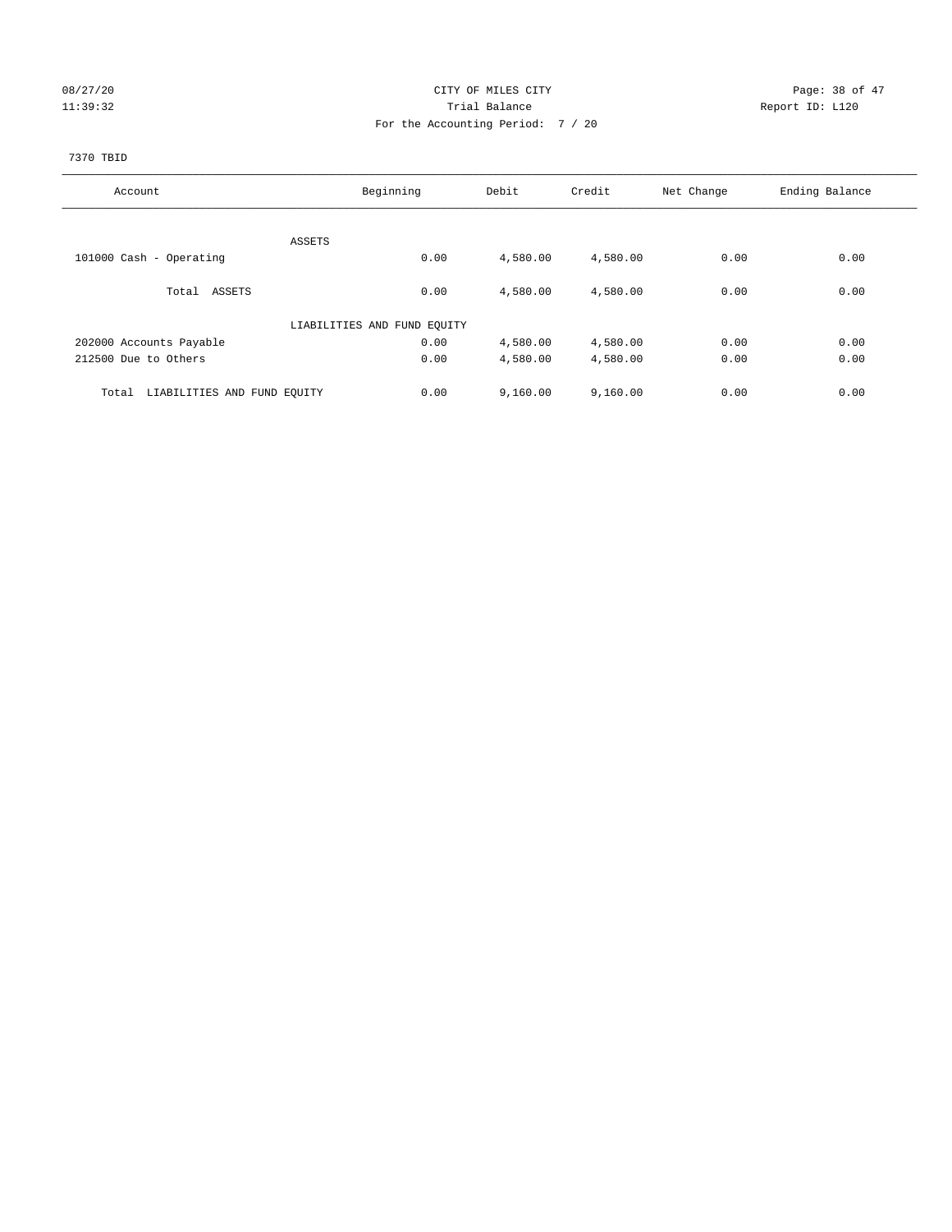CITY OF MILES CITY

Trial Balance

For the Accounting Period: 7 / 20

08/27/20 11:39:32 Report ID: L120

7370 TBID

| Account | Beginning | Debit | Credit | Net Change | Ending Balance |
|---|---|---|---|---|---|
| ASSETS | | | | | |
| 101000 Cash - Operating | 0.00 | 4,580.00 | 4,580.00 | 0.00 | 0.00 |
| Total ASSETS | 0.00 | 4,580.00 | 4,580.00 | 0.00 | 0.00 |
| LIABILITIES AND FUND EQUITY | | | | | |
| 202000 Accounts Payable | 0.00 | 4,580.00 | 4,580.00 | 0.00 | 0.00 |
| 212500 Due to Others | 0.00 | 4,580.00 | 4,580.00 | 0.00 | 0.00 |
| Total LIABILITIES AND FUND EQUITY | 0.00 | 9,160.00 | 9,160.00 | 0.00 | 0.00 |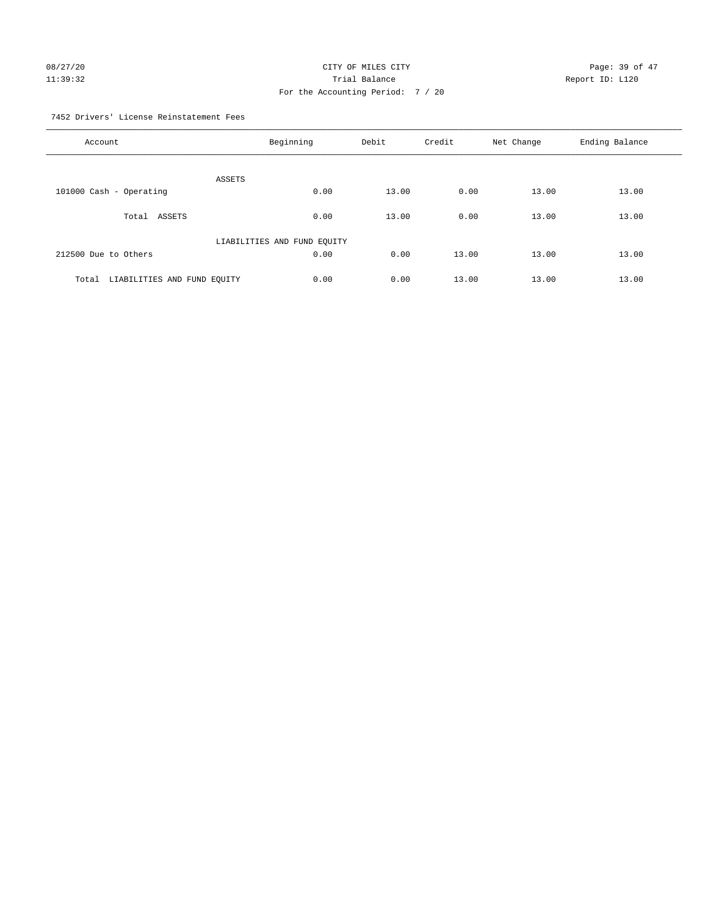CITY OF MILES CITY
Trial Balance
For the Accounting Period: 7 / 20

08/27/20
11:39:32

Report ID: L120

7452 Drivers' License Reinstatement Fees

| Account | Beginning | Debit | Credit | Net Change | Ending Balance |
|---|---|---|---|---|---|
| ASSETS | | | | | |
| 101000 Cash - Operating | 0.00 | 13.00 | 0.00 | 13.00 | 13.00 |
| Total ASSETS | 0.00 | 13.00 | 0.00 | 13.00 | 13.00 |
| LIABILITIES AND FUND EQUITY | | | | | |
| 212500 Due to Others | 0.00 | 0.00 | 13.00 | 13.00 | 13.00 |
| Total LIABILITIES AND FUND EQUITY | 0.00 | 0.00 | 13.00 | 13.00 | 13.00 |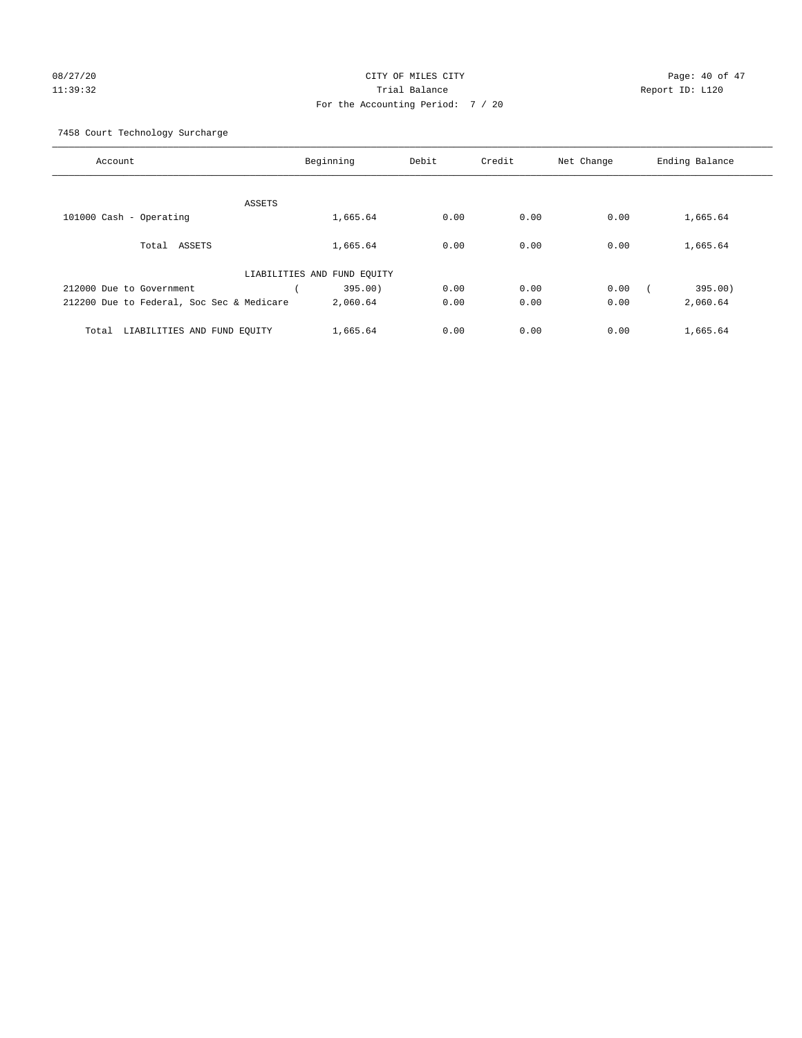CITY OF MILES CITY
Trial Balance
For the Accounting Period: 7 / 20

08/27/20 11:39:32 Report ID: L120

7458 Court Technology Surcharge

| Account | Beginning | Debit | Credit | Net Change | Ending Balance |
|---|---|---|---|---|---|
| ASSETS | | | | | |
| 101000 Cash - Operating | 1,665.64 | 0.00 | 0.00 | 0.00 | 1,665.64 |
| Total ASSETS | 1,665.64 | 0.00 | 0.00 | 0.00 | 1,665.64 |
| LIABILITIES AND FUND EQUITY | | | | | |
| 212000 Due to Government | ( 395.00) | 0.00 | 0.00 | 0.00 | ( 395.00) |
| 212200 Due to Federal, Soc Sec & Medicare | 2,060.64 | 0.00 | 0.00 | 0.00 | 2,060.64 |
| Total LIABILITIES AND FUND EQUITY | 1,665.64 | 0.00 | 0.00 | 0.00 | 1,665.64 |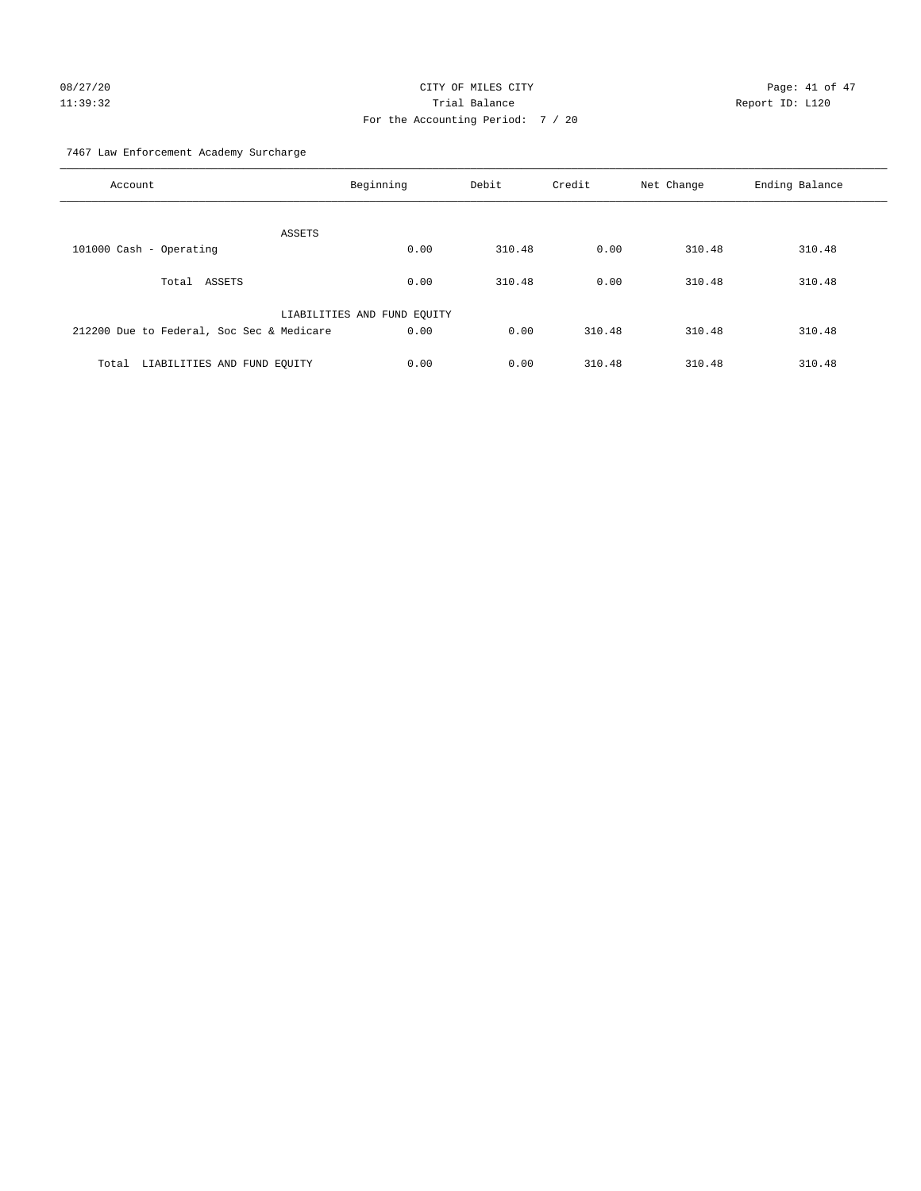CITY OF MILES CITY

Trial Balance

For the Accounting Period: 7 / 20

7467 Law Enforcement Academy Surcharge

| Account | Beginning | Debit | Credit | Net Change | Ending Balance |
|---|---|---|---|---|---|
| ASSETS | | | | | |
| 101000 Cash - Operating | 0.00 | 310.48 | 0.00 | 310.48 | 310.48 |
| Total ASSETS | 0.00 | 310.48 | 0.00 | 310.48 | 310.48 |
| LIABILITIES AND FUND EQUITY | | | | | |
| 212200 Due to Federal, Soc Sec & Medicare | 0.00 | 0.00 | 310.48 | 310.48 | 310.48 |
| Total LIABILITIES AND FUND EQUITY | 0.00 | 0.00 | 310.48 | 310.48 | 310.48 |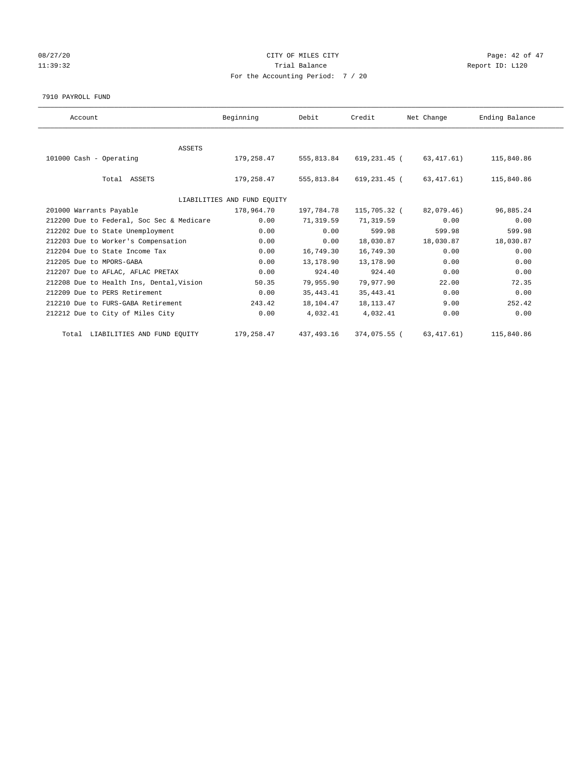CITY OF MILES CITY
Trial Balance
For the Accounting Period: 7 / 20

7910 PAYROLL FUND

| Account | Beginning | Debit | Credit | Net Change | Ending Balance |
|---|---|---|---|---|---|
| ASSETS | | | | | |
| 101000 Cash - Operating | 179,258.47 | 555,813.84 | 619,231.45 ( | 63,417.61) | 115,840.86 |
| Total ASSETS | 179,258.47 | 555,813.84 | 619,231.45 ( | 63,417.61) | 115,840.86 |
| LIABILITIES AND FUND EQUITY | | | | | |
| 201000 Warrants Payable | 178,964.70 | 197,784.78 | 115,705.32 ( | 82,079.46) | 96,885.24 |
| 212200 Due to Federal, Soc Sec & Medicare | 0.00 | 71,319.59 | 71,319.59 | 0.00 | 0.00 |
| 212202 Due to State Unemployment | 0.00 | 0.00 | 599.98 | 599.98 | 599.98 |
| 212203 Due to Worker's Compensation | 0.00 | 0.00 | 18,030.87 | 18,030.87 | 18,030.87 |
| 212204 Due to State Income Tax | 0.00 | 16,749.30 | 16,749.30 | 0.00 | 0.00 |
| 212205 Due to MPORS-GABA | 0.00 | 13,178.90 | 13,178.90 | 0.00 | 0.00 |
| 212207 Due to AFLAC, AFLAC PRETAX | 0.00 | 924.40 | 924.40 | 0.00 | 0.00 |
| 212208 Due to Health Ins, Dental,Vision | 50.35 | 79,955.90 | 79,977.90 | 22.00 | 72.35 |
| 212209 Due to PERS Retirement | 0.00 | 35,443.41 | 35,443.41 | 0.00 | 0.00 |
| 212210 Due to FURS-GABA Retirement | 243.42 | 18,104.47 | 18,113.47 | 9.00 | 252.42 |
| 212212 Due to City of Miles City | 0.00 | 4,032.41 | 4,032.41 | 0.00 | 0.00 |
| Total LIABILITIES AND FUND EQUITY | 179,258.47 | 437,493.16 | 374,075.55 ( | 63,417.61) | 115,840.86 |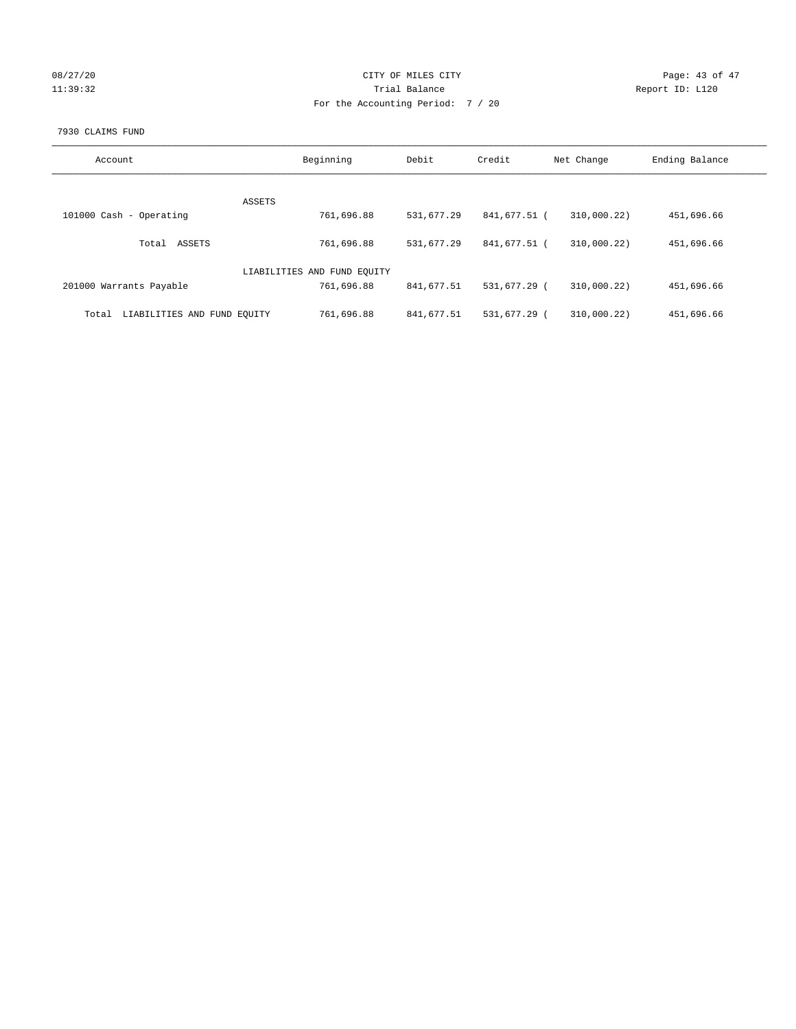CITY OF MILES CITY
Trial Balance
For the Accounting Period: 7 / 20

08/27/20
11:39:32

Report ID: L120

7930 CLAIMS FUND

| Account | Beginning | Debit | Credit | Net Change | Ending Balance |
|---|---|---|---|---|---|
| ASSETS | | | | | |
| 101000 Cash - Operating | 761,696.88 | 531,677.29 | 841,677.51 | ( 310,000.22) | 451,696.66 |
| Total ASSETS | 761,696.88 | 531,677.29 | 841,677.51 | ( 310,000.22) | 451,696.66 |
| LIABILITIES AND FUND EQUITY | | | | | |
| 201000 Warrants Payable | 761,696.88 | 841,677.51 | 531,677.29 | ( 310,000.22) | 451,696.66 |
| Total LIABILITIES AND FUND EQUITY | 761,696.88 | 841,677.51 | 531,677.29 | ( 310,000.22) | 451,696.66 |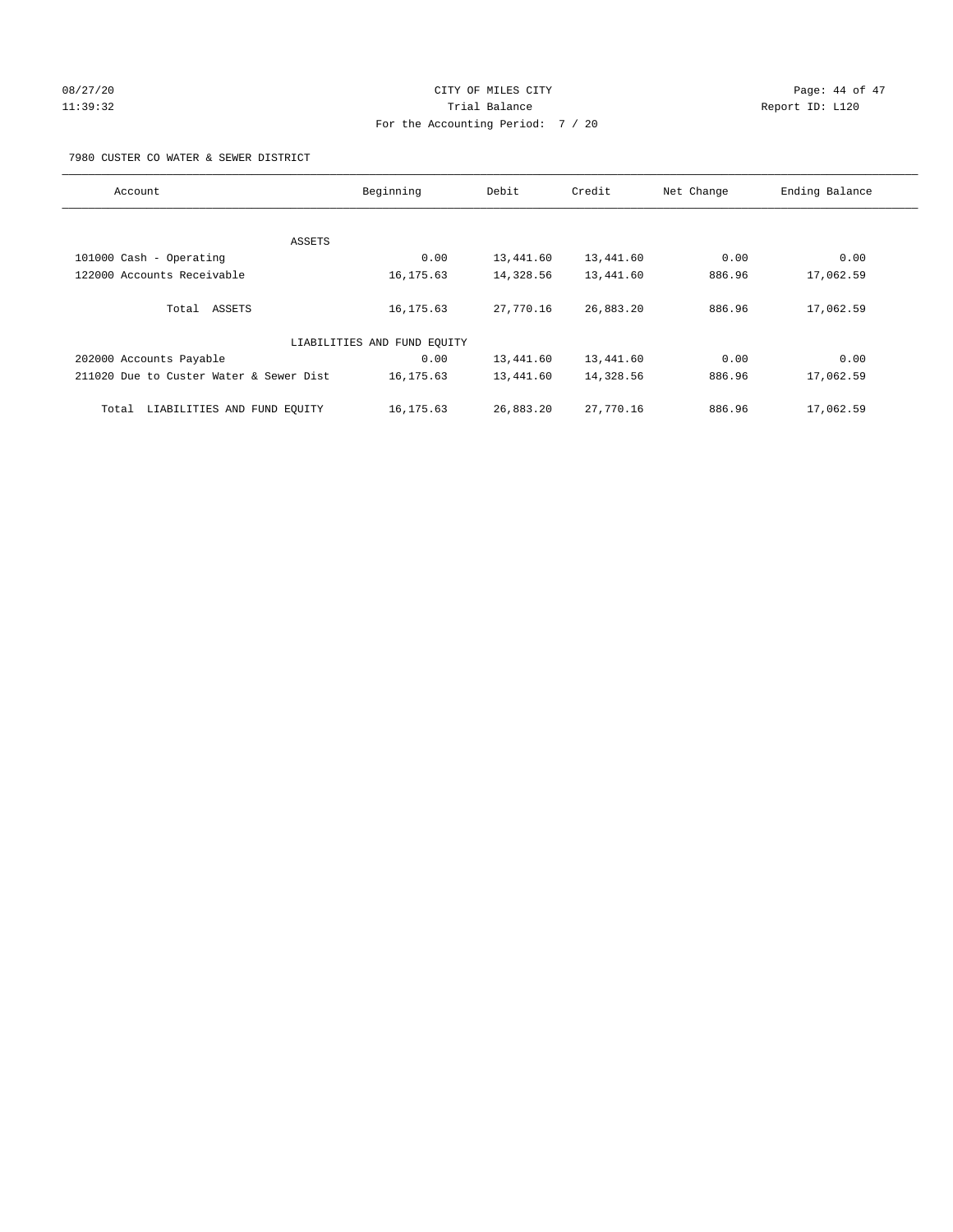CITY OF MILES CITY
Trial Balance
For the Accounting Period: 7 / 20

08/27/20 11:39:32 — Report ID: L120

7980 CUSTER CO WATER & SEWER DISTRICT

| Account | Beginning | Debit | Credit | Net Change | Ending Balance |
|---|---|---|---|---|---|
| ASSETS | | | | | |
| 101000 Cash - Operating | 0.00 | 13,441.60 | 13,441.60 | 0.00 | 0.00 |
| 122000 Accounts Receivable | 16,175.63 | 14,328.56 | 13,441.60 | 886.96 | 17,062.59 |
| Total ASSETS | 16,175.63 | 27,770.16 | 26,883.20 | 886.96 | 17,062.59 |
| LIABILITIES AND FUND EQUITY | | | | | |
| 202000 Accounts Payable | 0.00 | 13,441.60 | 13,441.60 | 0.00 | 0.00 |
| 211020 Due to Custer Water & Sewer Dist | 16,175.63 | 13,441.60 | 14,328.56 | 886.96 | 17,062.59 |
| Total LIABILITIES AND FUND EQUITY | 16,175.63 | 26,883.20 | 27,770.16 | 886.96 | 17,062.59 |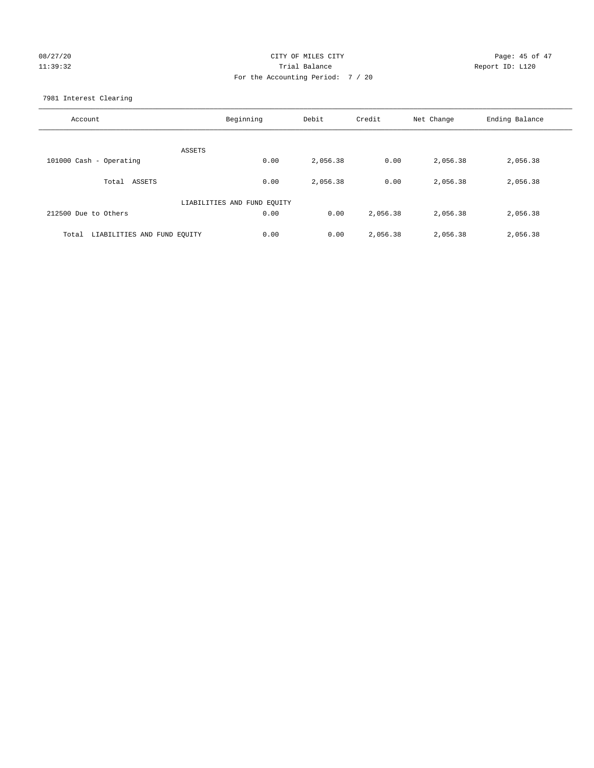CITY OF MILES CITY
Trial Balance
For the Accounting Period: 7 / 20

08/27/20
11:39:32

Report ID: L120

7981 Interest Clearing

| Account | Beginning | Debit | Credit | Net Change | Ending Balance |
|---|---|---|---|---|---|
| ASSETS | | | | | |
| 101000 Cash - Operating | 0.00 | 2,056.38 | 0.00 | 2,056.38 | 2,056.38 |
| Total ASSETS | 0.00 | 2,056.38 | 0.00 | 2,056.38 | 2,056.38 |
| LIABILITIES AND FUND EQUITY | | | | | |
| 212500 Due to Others | 0.00 | 0.00 | 2,056.38 | 2,056.38 | 2,056.38 |
| Total LIABILITIES AND FUND EQUITY | 0.00 | 0.00 | 2,056.38 | 2,056.38 | 2,056.38 |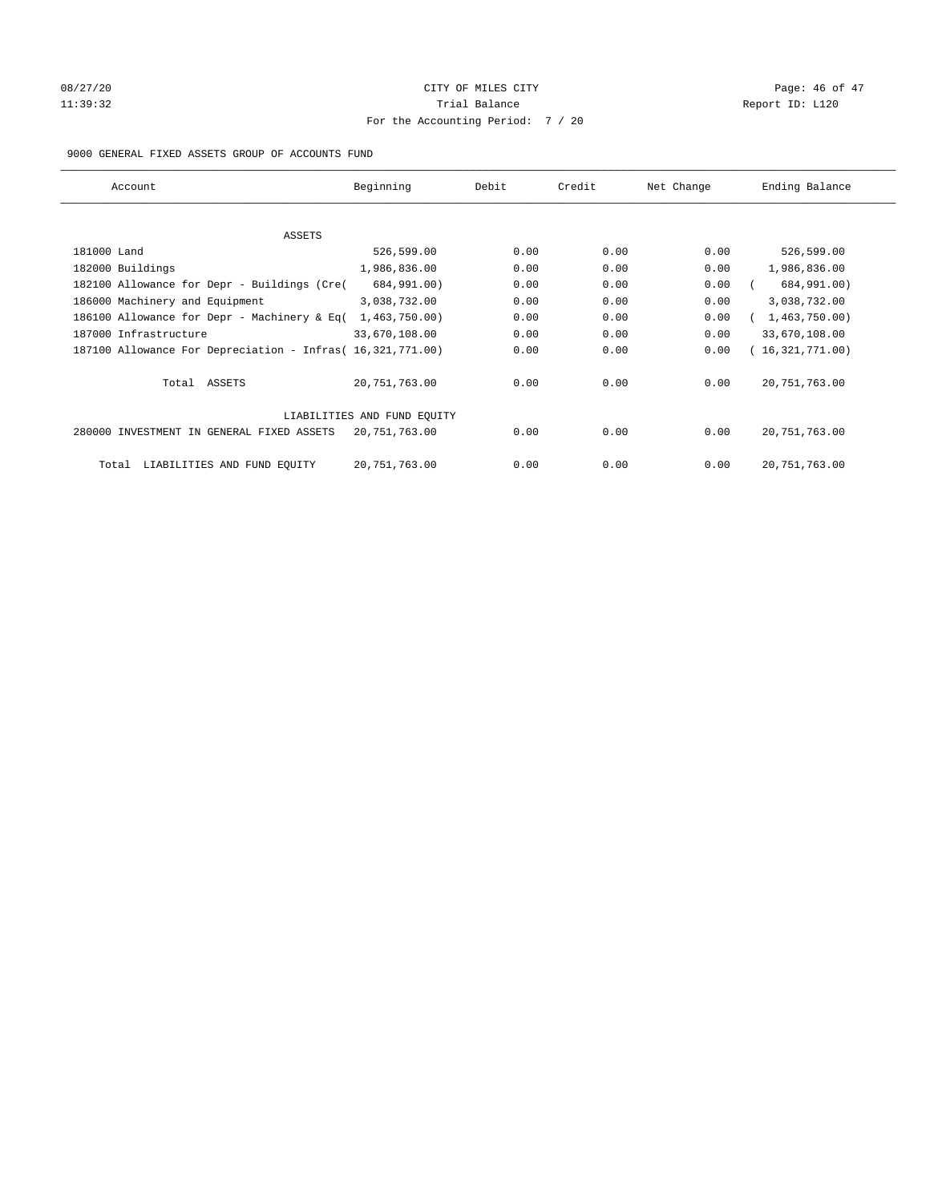CITY OF MILES CITY

Trial Balance

For the Accounting Period: 7 / 20

9000 GENERAL FIXED ASSETS GROUP OF ACCOUNTS FUND

| Account | Beginning | Debit | Credit | Net Change | Ending Balance |
|---|---|---|---|---|---|
| ASSETS | | | | | |
| 181000 Land | 526,599.00 | 0.00 | 0.00 | 0.00 | 526,599.00 |
| 182000 Buildings | 1,986,836.00 | 0.00 | 0.00 | 0.00 | 1,986,836.00 |
| 182100 Allowance for Depr - Buildings (Cre( | 684,991.00) | 0.00 | 0.00 | 0.00 | ( 684,991.00) |
| 186000 Machinery and Equipment | 3,038,732.00 | 0.00 | 0.00 | 0.00 | 3,038,732.00 |
| 186100 Allowance for Depr - Machinery & Eq( | 1,463,750.00) | 0.00 | 0.00 | 0.00 | ( 1,463,750.00) |
| 187000 Infrastructure | 33,670,108.00 | 0.00 | 0.00 | 0.00 | 33,670,108.00 |
| 187100 Allowance For Depreciation - Infras( | 16,321,771.00) | 0.00 | 0.00 | 0.00 | ( 16,321,771.00) |
| Total ASSETS | 20,751,763.00 | 0.00 | 0.00 | 0.00 | 20,751,763.00 |
| LIABILITIES AND FUND EQUITY | | | | | |
| 280000 INVESTMENT IN GENERAL FIXED ASSETS | 20,751,763.00 | 0.00 | 0.00 | 0.00 | 20,751,763.00 |
| Total LIABILITIES AND FUND EQUITY | 20,751,763.00 | 0.00 | 0.00 | 0.00 | 20,751,763.00 |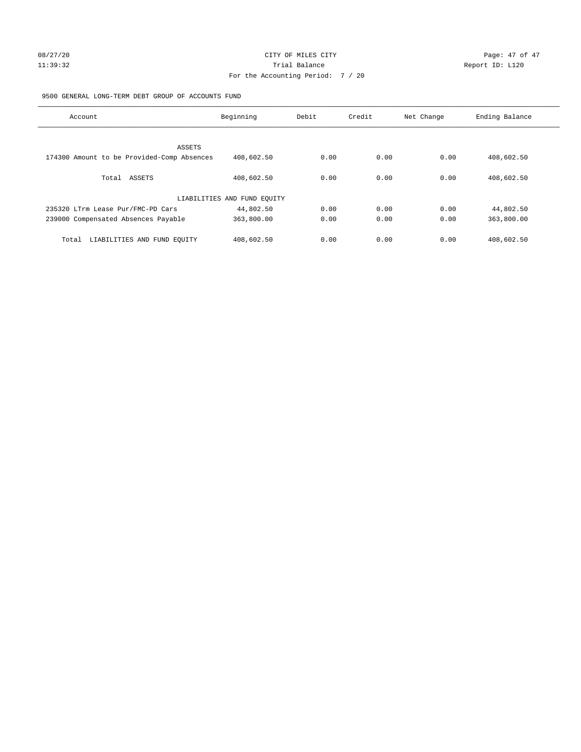CITY OF MILES CITY

Trial Balance

For the Accounting Period: 7 / 20

9500 GENERAL LONG-TERM DEBT GROUP OF ACCOUNTS FUND

| Account | Beginning | Debit | Credit | Net Change | Ending Balance |
|---|---|---|---|---|---|
| ASSETS | | | | | |
| 174300 Amount to be Provided-Comp Absences | 408,602.50 | 0.00 | 0.00 | 0.00 | 408,602.50 |
| Total ASSETS | 408,602.50 | 0.00 | 0.00 | 0.00 | 408,602.50 |
| LIABILITIES AND FUND EQUITY | | | | | |
| 235320 LTrm Lease Pur/FMC-PD Cars | 44,802.50 | 0.00 | 0.00 | 0.00 | 44,802.50 |
| 239000 Compensated Absences Payable | 363,800.00 | 0.00 | 0.00 | 0.00 | 363,800.00 |
| Total LIABILITIES AND FUND EQUITY | 408,602.50 | 0.00 | 0.00 | 0.00 | 408,602.50 |